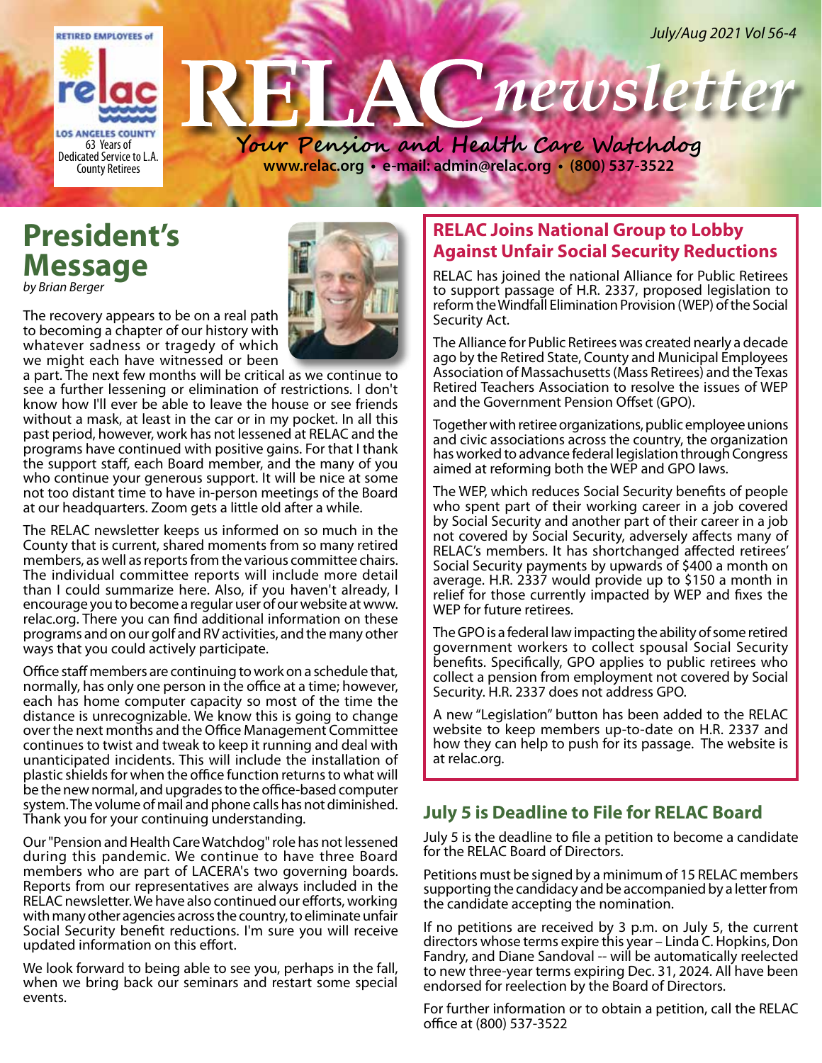RETIRED EMPLOYEES of

relac

LOS ANGELES COUNTY

63 Years of Dedicated Service to L.A. County Retirees

July/Aug 2021 Vol 56-4

# RELAC newsletter

**Your Pension and Health Care Watchdog**

www.relac.org • e-mail: admin@relac.org • (800) 537-3522

## President's Message

*by Brian Berger*

The recovery appears to be on a real path to becoming a chapter of our history with whatever sadness or tragedy of which we might each have witnessed or been a part. The next few months will be critical as we continue to see a further lessening or elimination of restrictions. I don't know how I'll ever be able to leave the house or see friends without a mask, at least in the car or in my pocket. In all this past period, however, work has not lessened at RELAC and the programs have continued with positive gains. For that I thank the support staff, each Board member, and the many of you who continue your generous support. It will be nice at some not too distant time to have in-person meetings of the Board at our headquarters. Zoom gets a little old after a while.

The RELAC newsletter keeps us informed on so much in the County that is current, shared moments from so many retired members, as well as reports from the various committee chairs. The individual committee reports will include more detail than I could summarize here. Also, if you haven't already, I encourage you to become a regular user of our website at www.relac.org. There you can find additional information on these programs and on our golf and RV activities, and the many other ways that you could actively participate.

Office staff members are continuing to work on a schedule that, normally, has only one person in the office at a time; however, each has home computer capacity so most of the time the distance is unrecognizable. We know this is going to change over the next months and the Office Management Committee continues to twist and tweak to keep it running and deal with unanticipated incidents. This will include the installation of plastic shields for when the office function returns to what will be the new normal, and upgrades to the office-based computer system. The volume of mail and phone calls has not diminished. Thank you for your continuing understanding.

Our "Pension and Health Care Watchdog" role has not lessened during this pandemic. We continue to have three Board members who are part of LACERA's two governing boards. Reports from our representatives are always included in the RELAC newsletter. We have also continued our efforts, working with many other agencies across the country, to eliminate unfair Social Security benefit reductions. I'm sure you will receive updated information on this effort.

We look forward to being able to see you, perhaps in the fall, when we bring back our seminars and restart some special events.

## RELAC Joins National Group to Lobby Against Unfair Social Security Reductions

RELAC has joined the national Alliance for Public Retirees to support passage of H.R. 2337, proposed legislation to reform the Windfall Elimination Provision (WEP) of the Social Security Act.

The Alliance for Public Retirees was created nearly a decade ago by the Retired State, County and Municipal Employees Association of Massachusetts (Mass Retirees) and the Texas Retired Teachers Association to resolve the issues of WEP and the Government Pension Offset (GPO).

Together with retiree organizations, public employee unions and civic associations across the country, the organization has worked to advance federal legislation through Congress aimed at reforming both the WEP and GPO laws.

The WEP, which reduces Social Security benefits of people who spent part of their working career in a job covered by Social Security and another part of their career in a job not covered by Social Security, adversely affects many of RELAC's members. It has shortchanged affected retirees' Social Security payments by upwards of $400 a month on average. H.R. 2337 would provide up to $150 a month in relief for those currently impacted by WEP and fixes the WEP for future retirees.

The GPO is a federal law impacting the ability of some retired government workers to collect spousal Social Security benefits. Specifically, GPO applies to public retirees who collect a pension from employment not covered by Social Security. H.R. 2337 does not address GPO.

A new "Legislation" button has been added to the RELAC website to keep members up-to-date on H.R. 2337 and how they can help to push for its passage. The website is at relac.org.

## July 5 is Deadline to File for RELAC Board

July 5 is the deadline to file a petition to become a candidate for the RELAC Board of Directors.

Petitions must be signed by a minimum of 15 RELAC members supporting the candidacy and be accompanied by a letter from the candidate accepting the nomination.

If no petitions are received by 3 p.m. on July 5, the current directors whose terms expire this year – Linda C. Hopkins, Don Fandry, and Diane Sandoval -- will be automatically reelected to new three-year terms expiring Dec. 31, 2024. All have been endorsed for reelection by the Board of Directors.

For further information or to obtain a petition, call the RELAC office at (800) 537-3522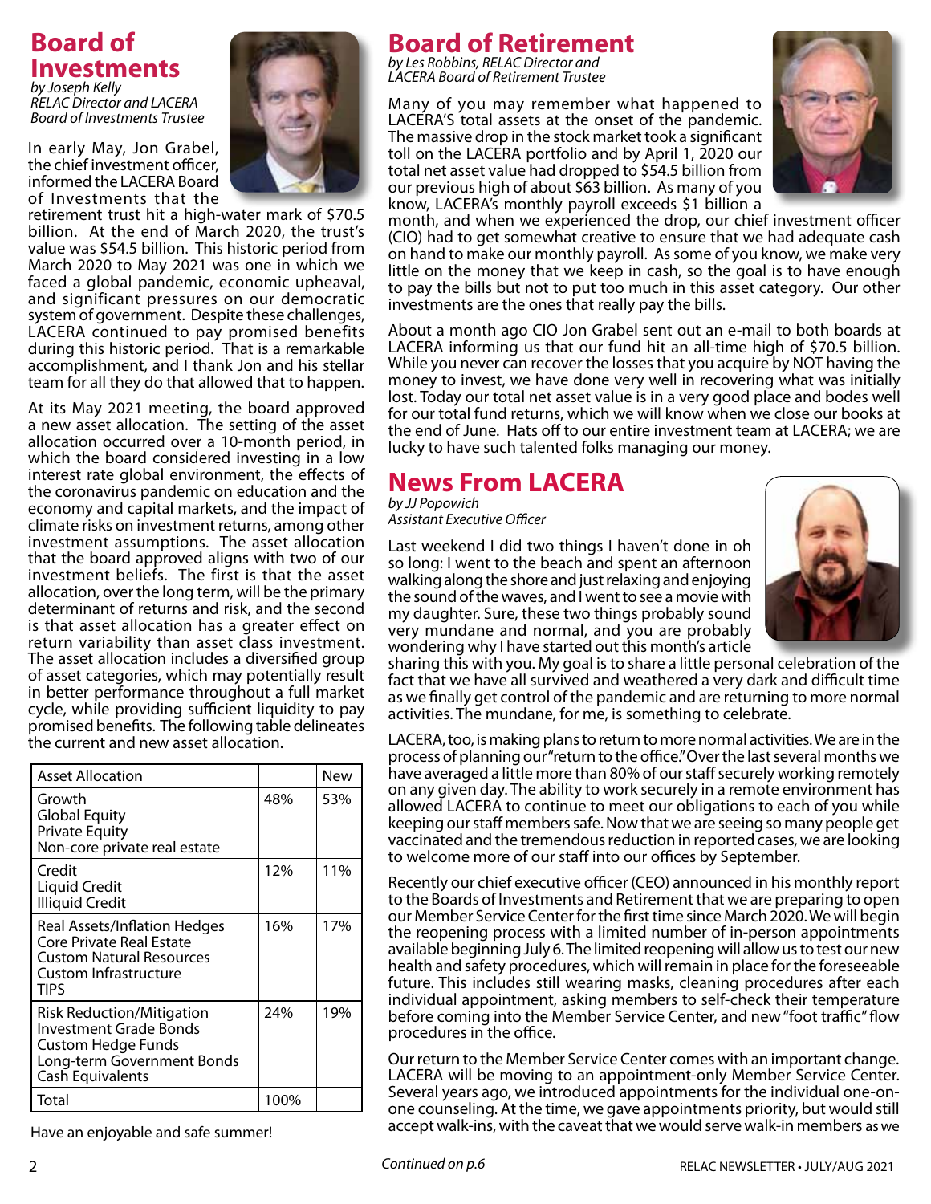# Board of Investments

*by Joseph Kelly*
*RELAC Director and LACERA Board of Investments Trustee*

In early May, Jon Grabel, the chief investment officer, informed the LACERA Board of Investments that the retirement trust hit a high-water mark of $70.5 billion. At the end of March 2020, the trust's value was $54.5 billion. This historic period from March 2020 to May 2021 was one in which we faced a global pandemic, economic upheaval, and significant pressures on our democratic system of government. Despite these challenges, LACERA continued to pay promised benefits during this historic period. That is a remarkable accomplishment, and I thank Jon and his stellar team for all they do that allowed that to happen.

At its May 2021 meeting, the board approved a new asset allocation. The setting of the asset allocation occurred over a 10-month period, in which the board considered investing in a low interest rate global environment, the effects of the coronavirus pandemic on education and the economy and capital markets, and the impact of climate risks on investment returns, among other investment assumptions. The asset allocation that the board approved aligns with two of our investment beliefs. The first is that the asset allocation, over the long term, will be the primary determinant of returns and risk, and the second is that asset allocation has a greater effect on return variability than asset class investment. The asset allocation includes a diversified group of asset categories, which may potentially result in better performance throughout a full market cycle, while providing sufficient liquidity to pay promised benefits. The following table delineates the current and new asset allocation.

| Asset Allocation | | New |
|---|---|---|
| Growth<br>Global Equity<br>Private Equity<br>Non-core private real estate | 48% | 53% |
| Credit<br>Liquid Credit<br>Illiquid Credit | 12% | 11% |
| Real Assets/Inflation Hedges<br>Core Private Real Estate<br>Custom Natural Resources<br>Custom Infrastructure<br>TIPS | 16% | 17% |
| Risk Reduction/Mitigation<br>Investment Grade Bonds<br>Custom Hedge Funds<br>Long-term Government Bonds<br>Cash Equivalents | 24% | 19% |
| Total | 100% | |

Have an enjoyable and safe summer!

# Board of Retirement

*by Les Robbins, RELAC Director and LACERA Board of Retirement Trustee*

Many of you may remember what happened to LACERA'S total assets at the onset of the pandemic. The massive drop in the stock market took a significant toll on the LACERA portfolio and by April 1, 2020 our total net asset value had dropped to $54.5 billion from our previous high of about $63 billion. As many of you know, LACERA's monthly payroll exceeds $1 billion a month, and when we experienced the drop, our chief investment officer (CIO) had to get somewhat creative to ensure that we had adequate cash on hand to make our monthly payroll. As some of you know, we make very little on the money that we keep in cash, so the goal is to have enough to pay the bills but not to put too much in this asset category. Our other investments are the ones that really pay the bills.

About a month ago CIO Jon Grabel sent out an e-mail to both boards at LACERA informing us that our fund hit an all-time high of $70.5 billion. While you never can recover the losses that you acquire by NOT having the money to invest, we have done very well in recovering what was initially lost. Today our total net asset value is in a very good place and bodes well for our total fund returns, which we will know when we close our books at the end of June. Hats off to our entire investment team at LACERA; we are lucky to have such talented folks managing our money.

# News From LACERA

*by JJ Popowich*
*Assistant Executive Officer*

Last weekend I did two things I haven't done in oh so long: I went to the beach and spent an afternoon walking along the shore and just relaxing and enjoying the sound of the waves, and I went to see a movie with my daughter. Sure, these two things probably sound very mundane and normal, and you are probably wondering why I have started out this month's article sharing this with you. My goal is to share a little personal celebration of the fact that we have all survived and weathered a very dark and difficult time as we finally get control of the pandemic and are returning to more normal activities. The mundane, for me, is something to celebrate.

LACERA, too, is making plans to return to more normal activities. We are in the process of planning our "return to the office." Over the last several months we have averaged a little more than 80% of our staff securely working remotely on any given day. The ability to work securely in a remote environment has allowed LACERA to continue to meet our obligations to each of you while keeping our staff members safe. Now that we are seeing so many people get vaccinated and the tremendous reduction in reported cases, we are looking to welcome more of our staff into our offices by September.

Recently our chief executive officer (CEO) announced in his monthly report to the Boards of Investments and Retirement that we are preparing to open our Member Service Center for the first time since March 2020. We will begin the reopening process with a limited number of in-person appointments available beginning July 6. The limited reopening will allow us to test our new health and safety procedures, which will remain in place for the foreseeable future. This includes still wearing masks, cleaning procedures after each individual appointment, asking members to self-check their temperature before coming into the Member Service Center, and new "foot traffic" flow procedures in the office.

Our return to the Member Service Center comes with an important change. LACERA will be moving to an appointment-only Member Service Center. Several years ago, we introduced appointments for the individual one-on-one counseling. At the time, we gave appointments priority, but would still accept walk-ins, with the caveat that we would serve walk-in members as we

*Continued on p.6*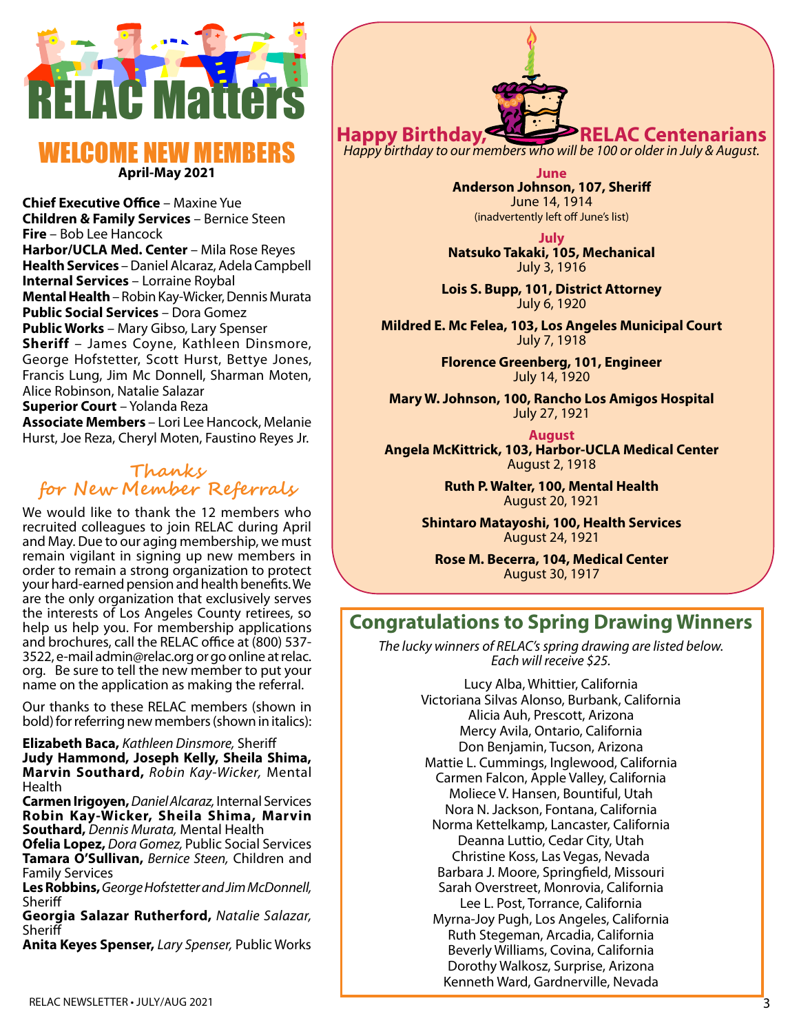# RELAC Matters

## WELCOME NEW MEMBERS

**April-May 2021**

**Chief Executive Office** – Maxine Yue
**Children & Family Services** – Bernice Steen
**Fire** – Bob Lee Hancock
**Harbor/UCLA Med. Center** – Mila Rose Reyes
**Health Services** – Daniel Alcaraz, Adela Campbell
**Internal Services** – Lorraine Roybal
**Mental Health** – Robin Kay-Wicker, Dennis Murata
**Public Social Services** – Dora Gomez
**Public Works** – Mary Gibso, Lary Spenser
**Sheriff** – James Coyne, Kathleen Dinsmore, George Hofstetter, Scott Hurst, Bettye Jones, Francis Lung, Jim Mc Donnell, Sharman Moten, Alice Robinson, Natalie Salazar
**Superior Court** – Yolanda Reza
**Associate Members** – Lori Lee Hancock, Melanie Hurst, Joe Reza, Cheryl Moten, Faustino Reyes Jr.

## Thanks for New Member Referrals

We would like to thank the 12 members who recruited colleagues to join RELAC during April and May. Due to our aging membership, we must remain vigilant in signing up new members in order to remain a strong organization to protect your hard-earned pension and health benefits. We are the only organization that exclusively serves the interests of Los Angeles County retirees, so help us help you. For membership applications and brochures, call the RELAC office at (800) 537-3522, e-mail admin@relac.org or go online at relac.org. Be sure to tell the new member to put your name on the application as making the referral.

Our thanks to these RELAC members (shown in bold) for referring new members (shown in italics):

**Elizabeth Baca,** *Kathleen Dinsmore,* Sheriff
**Judy Hammond, Joseph Kelly, Sheila Shima, Marvin Southard,** *Robin Kay-Wicker,* Mental Health
**Carmen Irigoyen,** *Daniel Alcaraz,* Internal Services
**Robin Kay-Wicker, Sheila Shima, Marvin Southard,** *Dennis Murata,* Mental Health
**Ofelia Lopez,** *Dora Gomez,* Public Social Services
**Tamara O'Sullivan,** *Bernice Steen,* Children and Family Services
**Les Robbins,** *George Hofstetter and Jim McDonnell,* Sheriff
**Georgia Salazar Rutherford,** *Natalie Salazar,* Sheriff
**Anita Keyes Spenser,** *Lary Spenser,* Public Works

## Happy Birthday, RELAC Centenarians

*Happy birthday to our members who will be 100 or older in July & August.*

**June**

**Anderson Johnson, 107, Sheriff**
June 14, 1914
(inadvertently left off June's list)

**July**

**Natsuko Takaki, 105, Mechanical**
July 3, 1916

**Lois S. Bupp, 101, District Attorney**
July 6, 1920

**Mildred E. Mc Felea, 103, Los Angeles Municipal Court**
July 7, 1918

**Florence Greenberg, 101, Engineer**
July 14, 1920

**Mary W. Johnson, 100, Rancho Los Amigos Hospital**
July 27, 1921

**August**

**Angela McKittrick, 103, Harbor-UCLA Medical Center**
August 2, 1918

**Ruth P. Walter, 100, Mental Health**
August 20, 1921

**Shintaro Matayoshi, 100, Health Services**
August 24, 1921

**Rose M. Becerra, 104, Medical Center**
August 30, 1917

## Congratulations to Spring Drawing Winners

*The lucky winners of RELAC's spring drawing are listed below. Each will receive $25.*

Lucy Alba, Whittier, California
Victoriana Silvas Alonso, Burbank, California
Alicia Auh, Prescott, Arizona
Mercy Avila, Ontario, California
Don Benjamin, Tucson, Arizona
Mattie L. Cummings, Inglewood, California
Carmen Falcon, Apple Valley, California
Moliece V. Hansen, Bountiful, Utah
Nora N. Jackson, Fontana, California
Norma Kettelkamp, Lancaster, California
Deanna Luttio, Cedar City, Utah
Christine Koss, Las Vegas, Nevada
Barbara J. Moore, Springfield, Missouri
Sarah Overstreet, Monrovia, California
Lee L. Post, Torrance, California
Myrna-Joy Pugh, Los Angeles, California
Ruth Stegeman, Arcadia, California
Beverly Williams, Covina, California
Dorothy Walkosz, Surprise, Arizona
Kenneth Ward, Gardnerville, Nevada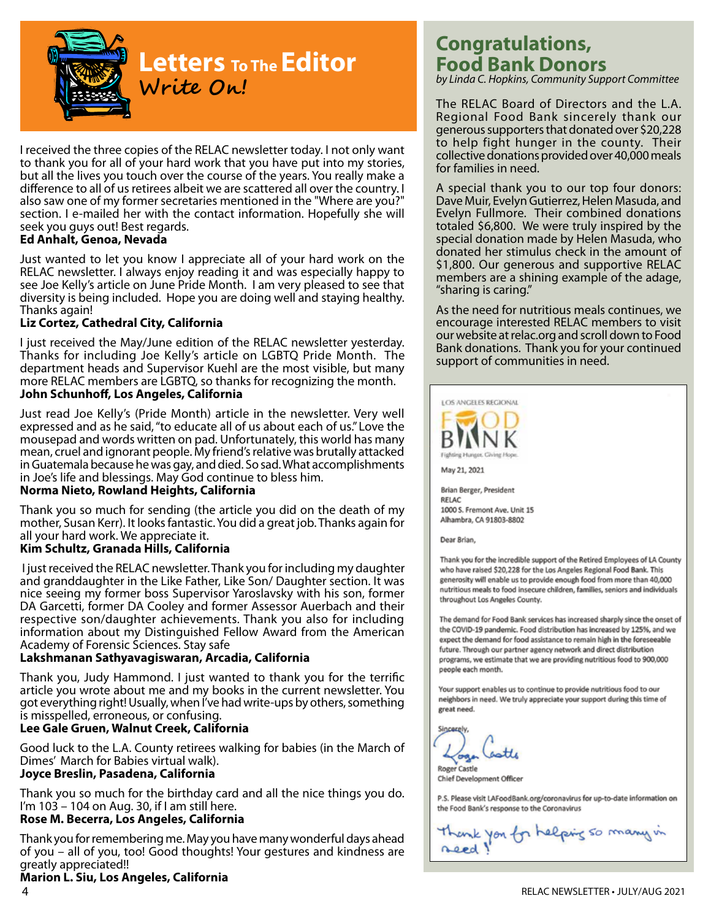# Letters To The Editor

**Write On!**

I received the three copies of the RELAC newsletter today. I not only want to thank you for all of your hard work that you have put into my stories, but all the lives you touch over the course of the years. You really make a difference to all of us retirees albeit we are scattered all over the country. I also saw one of my former secretaries mentioned in the "Where are you?" section. I e-mailed her with the contact information. Hopefully she will seek you guys out! Best regards.

**Ed Anhalt, Genoa, Nevada**

Just wanted to let you know I appreciate all of your hard work on the RELAC newsletter. I always enjoy reading it and was especially happy to see Joe Kelly's article on June Pride Month. I am very pleased to see that diversity is being included. Hope you are doing well and staying healthy. Thanks again!

**Liz Cortez, Cathedral City, California**

I just received the May/June edition of the RELAC newsletter yesterday. Thanks for including Joe Kelly's article on LGBTQ Pride Month. The department heads and Supervisor Kuehl are the most visible, but many more RELAC members are LGBTQ, so thanks for recognizing the month.

**John Schunhoff, Los Angeles, California**

Just read Joe Kelly's (Pride Month) article in the newsletter. Very well expressed and as he said, "to educate all of us about each of us." Love the mousepad and words written on pad. Unfortunately, this world has many mean, cruel and ignorant people. My friend's relative was brutally attacked in Guatemala because he was gay, and died. So sad. What accomplishments in Joe's life and blessings. May God continue to bless him.

**Norma Nieto, Rowland Heights, California**

Thank you so much for sending (the article you did on the death of my mother, Susan Kerr). It looks fantastic. You did a great job. Thanks again for all your hard work. We appreciate it.

**Kim Schultz, Granada Hills, California**

I just received the RELAC newsletter. Thank you for including my daughter and granddaughter in the Like Father, Like Son/ Daughter section. It was nice seeing my former boss Supervisor Yaroslavsky with his son, former DA Garcetti, former DA Cooley and former Assessor Auerbach and their respective son/daughter achievements. Thank you also for including information about my Distinguished Fellow Award from the American Academy of Forensic Sciences. Stay safe

**Lakshmanan Sathyavagiswaran, Arcadia, California**

Thank you, Judy Hammond. I just wanted to thank you for the terrific article you wrote about me and my books in the current newsletter. You got everything right! Usually, when I've had write-ups by others, something is misspelled, erroneous, or confusing.

**Lee Gale Gruen, Walnut Creek, California**

Good luck to the L.A. County retirees walking for babies (in the March of Dimes' March for Babies virtual walk).

**Joyce Breslin, Pasadena, California**

Thank you so much for the birthday card and all the nice things you do. I'm 103 – 104 on Aug. 30, if I am still here.

**Rose M. Becerra, Los Angeles, California**

Thank you for remembering me. May you have many wonderful days ahead of you – all of you, too! Good thoughts! Your gestures and kindness are greatly appreciated!!

**Marion L. Siu, Los Angeles, California**

## Congratulations, Food Bank Donors

*by Linda C. Hopkins, Community Support Committee*

The RELAC Board of Directors and the L.A. Regional Food Bank sincerely thank our generous supporters that donated over $20,228 to help fight hunger in the county. Their collective donations provided over 40,000 meals for families in need.

A special thank you to our top four donors: Dave Muir, Evelyn Gutierrez, Helen Masuda, and Evelyn Fullmore. Their combined donations totaled $6,800. We were truly inspired by the special donation made by Helen Masuda, who donated her stimulus check in the amount of $1,800. Our generous and supportive RELAC members are a shining example of the adage, "sharing is caring."

As the need for nutritious meals continues, we encourage interested RELAC members to visit our website at relac.org and scroll down to Food Bank donations. Thank you for your continued support of communities in need.

LOS ANGELES REGIONAL FOOD BANK
Fighting Hunger. Giving Hope.

May 21, 2021

Brian Berger, President
RELAC
1000 S. Fremont Ave. Unit 15
Alhambra, CA 91803-8802

Dear Brian,

Thank you for the incredible support of the Retired Employees of LA County who have raised $20,228 for the Los Angeles Regional Food Bank. This generosity will enable us to provide enough food from more than 40,000 nutritious meals to food insecure children, families, seniors and individuals throughout Los Angeles County.

The demand for Food Bank services has increased sharply since the onset of the COVID-19 pandemic. Food distribution has increased by 125%, and we expect the demand for food assistance to remain high in the foreseeable future. Through our partner agency network and direct distribution programs, we estimate that we are providing nutritious food to 900,000 people each month.

Your support enables us to continue to provide nutritious food to our neighbors in need. We truly appreciate your support during this time of great need.

Sincerely,

Roger Castle
Chief Development Officer

P.S. Please visit LAFoodBank.org/coronavirus for up-to-date information on the Food Bank's response to the Coronavirus

Thank you for helping so many in need!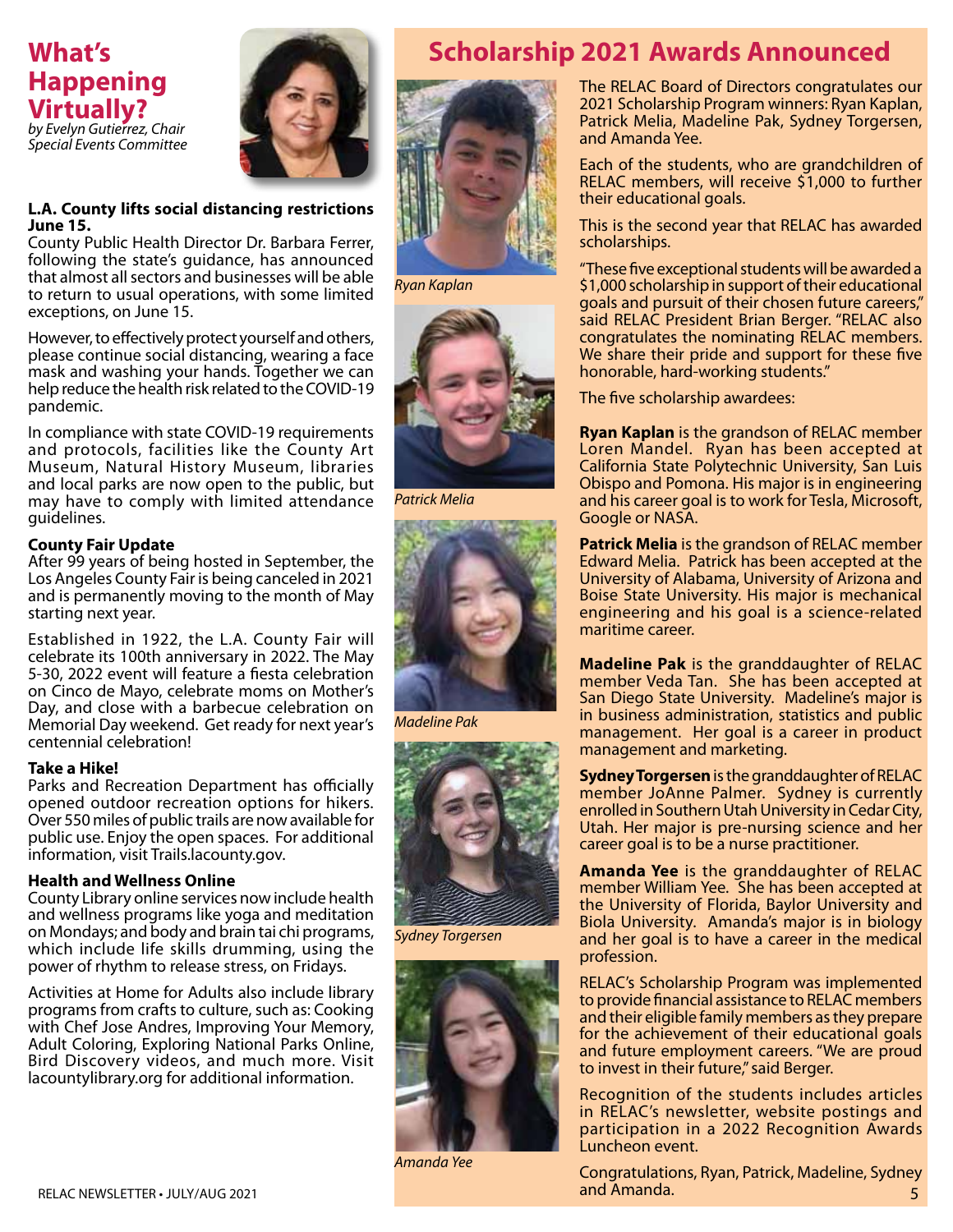# What's Happening Virtually?

*by Evelyn Gutierrez, Chair Special Events Committee*

**L.A. County lifts social distancing restrictions June 15.**

County Public Health Director Dr. Barbara Ferrer, following the state's guidance, has announced that almost all sectors and businesses will be able to return to usual operations, with some limited exceptions, on June 15.

However, to effectively protect yourself and others, please continue social distancing, wearing a face mask and washing your hands. Together we can help reduce the health risk related to the COVID-19 pandemic.

In compliance with state COVID-19 requirements and protocols, facilities like the County Art Museum, Natural History Museum, libraries and local parks are now open to the public, but may have to comply with limited attendance guidelines.

**County Fair Update**

After 99 years of being hosted in September, the Los Angeles County Fair is being canceled in 2021 and is permanently moving to the month of May starting next year.

Established in 1922, the L.A. County Fair will celebrate its 100th anniversary in 2022. The May 5-30, 2022 event will feature a fiesta celebration on Cinco de Mayo, celebrate moms on Mother's Day, and close with a barbecue celebration on Memorial Day weekend. Get ready for next year's centennial celebration!

**Take a Hike!**

Parks and Recreation Department has officially opened outdoor recreation options for hikers. Over 550 miles of public trails are now available for public use. Enjoy the open spaces. For additional information, visit Trails.lacounty.gov.

**Health and Wellness Online**

County Library online services now include health and wellness programs like yoga and meditation on Mondays; and body and brain tai chi programs, which include life skills drumming, using the power of rhythm to release stress, on Fridays.

Activities at Home for Adults also include library programs from crafts to culture, such as: Cooking with Chef Jose Andres, Improving Your Memory, Adult Coloring, Exploring National Parks Online, Bird Discovery videos, and much more. Visit lacountylibrary.org for additional information.

# Scholarship 2021 Awards Announced

*Ryan Kaplan*

*Patrick Melia*

*Madeline Pak*

*Sydney Torgersen*

*Amanda Yee*

The RELAC Board of Directors congratulates our 2021 Scholarship Program winners: Ryan Kaplan, Patrick Melia, Madeline Pak, Sydney Torgersen, and Amanda Yee.

Each of the students, who are grandchildren of RELAC members, will receive $1,000 to further their educational goals.

This is the second year that RELAC has awarded scholarships.

"These five exceptional students will be awarded a $1,000 scholarship in support of their educational goals and pursuit of their chosen future careers," said RELAC President Brian Berger. "RELAC also congratulates the nominating RELAC members. We share their pride and support for these five honorable, hard-working students."

The five scholarship awardees:

**Ryan Kaplan** is the grandson of RELAC member Loren Mandel. Ryan has been accepted at California State Polytechnic University, San Luis Obispo and Pomona. His major is in engineering and his career goal is to work for Tesla, Microsoft, Google or NASA.

**Patrick Melia** is the grandson of RELAC member Edward Melia. Patrick has been accepted at the University of Alabama, University of Arizona and Boise State University. His major is mechanical engineering and his goal is a science-related maritime career.

**Madeline Pak** is the granddaughter of RELAC member Veda Tan. She has been accepted at San Diego State University. Madeline's major is in business administration, statistics and public management. Her goal is a career in product management and marketing.

**Sydney Torgersen** is the granddaughter of RELAC member JoAnne Palmer. Sydney is currently enrolled in Southern Utah University in Cedar City, Utah. Her major is pre-nursing science and her career goal is to be a nurse practitioner.

**Amanda Yee** is the granddaughter of RELAC member William Yee. She has been accepted at the University of Florida, Baylor University and Biola University. Amanda's major is in biology and her goal is to have a career in the medical profession.

RELAC's Scholarship Program was implemented to provide financial assistance to RELAC members and their eligible family members as they prepare for the achievement of their educational goals and future employment careers. "We are proud to invest in their future," said Berger.

Recognition of the students includes articles in RELAC's newsletter, website postings and participation in a 2022 Recognition Awards Luncheon event.

Congratulations, Ryan, Patrick, Madeline, Sydney and Amanda.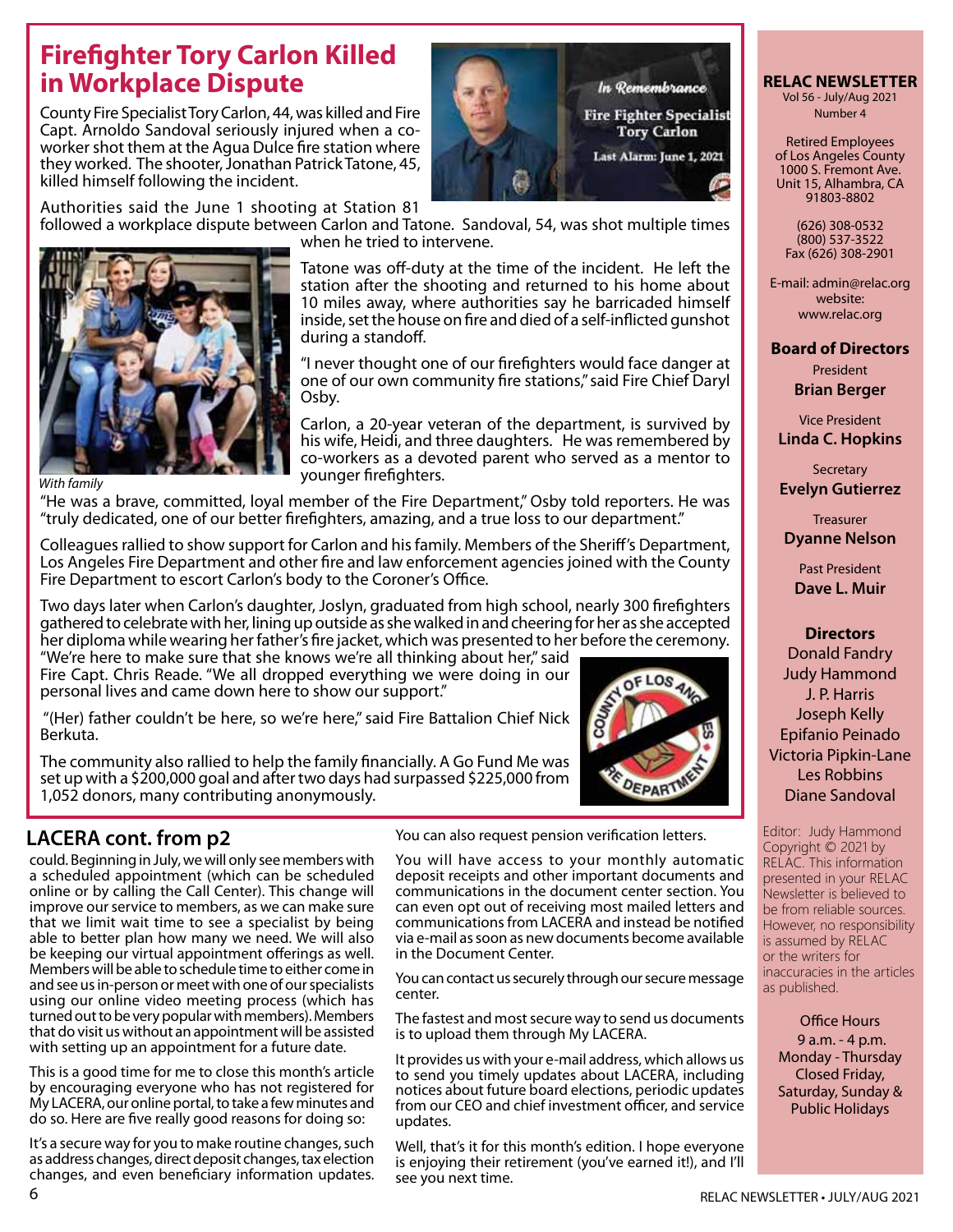# Firefighter Tory Carlon Killed in Workplace Dispute

County Fire Specialist Tory Carlon, 44, was killed and Fire Capt. Arnoldo Sandoval seriously injured when a co-worker shot them at the Agua Dulce fire station where they worked. The shooter, Jonathan Patrick Tatone, 45, killed himself following the incident.

In Remembrance

Fire Fighter Specialist Tory Carlon

Last Alarm: June 1, 2021

Authorities said the June 1 shooting at Station 81 followed a workplace dispute between Carlon and Tatone. Sandoval, 54, was shot multiple times when he tried to intervene.

*With family*

Tatone was off-duty at the time of the incident. He left the station after the shooting and returned to his home about 10 miles away, where authorities say he barricaded himself inside, set the house on fire and died of a self-inflicted gunshot during a standoff.

"I never thought one of our firefighters would face danger at one of our own community fire stations," said Fire Chief Daryl Osby.

Carlon, a 20-year veteran of the department, is survived by his wife, Heidi, and three daughters. He was remembered by co-workers as a devoted parent who served as a mentor to younger firefighters.

"He was a brave, committed, loyal member of the Fire Department," Osby told reporters. He was "truly dedicated, one of our better firefighters, amazing, and a true loss to our department."

Colleagues rallied to show support for Carlon and his family. Members of the Sheriff's Department, Los Angeles Fire Department and other fire and law enforcement agencies joined with the County Fire Department to escort Carlon's body to the Coroner's Office.

Two days later when Carlon's daughter, Joslyn, graduated from high school, nearly 300 firefighters gathered to celebrate with her, lining up outside as she walked in and cheering for her as she accepted her diploma while wearing her father's fire jacket, which was presented to her before the ceremony.

"We're here to make sure that she knows we're all thinking about her," said Fire Capt. Chris Reade. "We all dropped everything we were doing in our personal lives and came down here to show our support."

"(Her) father couldn't be here, so we're here," said Fire Battalion Chief Nick Berkuta.

The community also rallied to help the family financially. A Go Fund Me was set up with a $200,000 goal and after two days had surpassed $225,000 from 1,052 donors, many contributing anonymously.

## LACERA cont. from p2

could. Beginning in July, we will only see members with a scheduled appointment (which can be scheduled online or by calling the Call Center). This change will improve our service to members, as we can make sure that we limit wait time to see a specialist by being able to better plan how many we need. We will also be keeping our virtual appointment offerings as well. Members will be able to schedule time to either come in and see us in-person or meet with one of our specialists using our online video meeting process (which has turned out to be very popular with members). Members that do visit us without an appointment will be assisted with setting up an appointment for a future date.

This is a good time for me to close this month's article by encouraging everyone who has not registered for My LACERA, our online portal, to take a few minutes and do so. Here are five really good reasons for doing so:

It's a secure way for you to make routine changes, such as address changes, direct deposit changes, tax election changes, and even beneficiary information updates. You can also request pension verification letters.

You will have access to your monthly automatic deposit receipts and other important documents and communications in the document center section. You can even opt out of receiving most mailed letters and communications from LACERA and instead be notified via e-mail as soon as new documents become available in the Document Center.

You can contact us securely through our secure message center.

The fastest and most secure way to send us documents is to upload them through My LACERA.

It provides us with your e-mail address, which allows us to send you timely updates about LACERA, including notices about future board elections, periodic updates from our CEO and chief investment officer, and service updates.

Well, that's it for this month's edition. I hope everyone is enjoying their retirement (you've earned it!), and I'll see you next time.

---

**RELAC NEWSLETTER**
Vol 56 - July/Aug 2021
Number 4

Retired Employees of Los Angeles County
1000 S. Fremont Ave. Unit 15, Alhambra, CA 91803-8802

(626) 308-0532
(800) 537-3522
Fax (626) 308-2901

E-mail: admin@relac.org
website: www.relac.org

**Board of Directors**

President
**Brian Berger**

Vice President
**Linda C. Hopkins**

Secretary
**Evelyn Gutierrez**

Treasurer
**Dyanne Nelson**

Past President
**Dave L. Muir**

**Directors**
Donald Fandry
Judy Hammond
J. P. Harris
Joseph Kelly
Epifanio Peinado
Victoria Pipkin-Lane
Les Robbins
Diane Sandoval

Editor: Judy Hammond
Copyright © 2021 by RELAC. This information presented in your RELAC Newsletter is believed to be from reliable sources. However, no responsibility is assumed by RELAC or the writers for inaccuracies in the articles as published.

Office Hours
9 a.m. - 4 p.m.
Monday - Thursday
Closed Friday, Saturday, Sunday & Public Holidays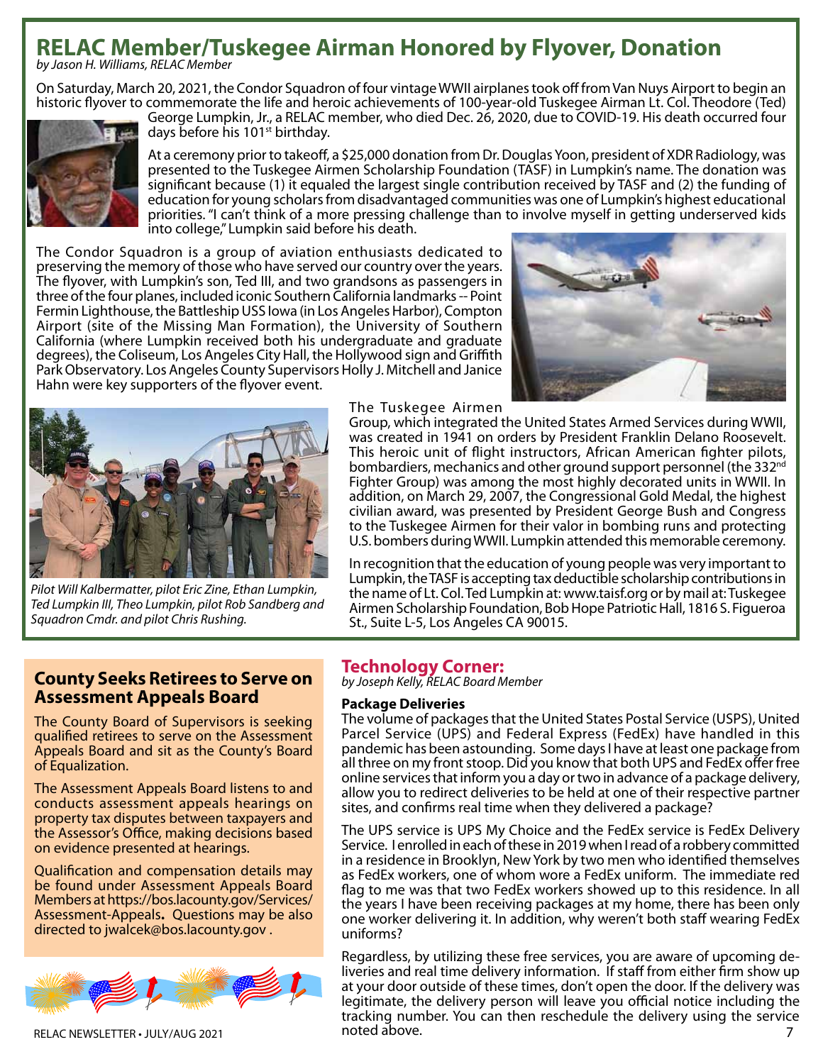# RELAC Member/Tuskegee Airman Honored by Flyover, Donation

*by Jason H. Williams, RELAC Member*

On Saturday, March 20, 2021, the Condor Squadron of four vintage WWII airplanes took off from Van Nuys Airport to begin an historic flyover to commemorate the life and heroic achievements of 100-year-old Tuskegee Airman Lt. Col. Theodore (Ted) George Lumpkin, Jr., a RELAC member, who died Dec. 26, 2020, due to COVID-19. His death occurred four days before his 101st birthday.

At a ceremony prior to takeoff, a $25,000 donation from Dr. Douglas Yoon, president of XDR Radiology, was presented to the Tuskegee Airmen Scholarship Foundation (TASF) in Lumpkin's name. The donation was significant because (1) it equaled the largest single contribution received by TASF and (2) the funding of education for young scholars from disadvantaged communities was one of Lumpkin's highest educational priorities. "I can't think of a more pressing challenge than to involve myself in getting underserved kids into college," Lumpkin said before his death.

The Condor Squadron is a group of aviation enthusiasts dedicated to preserving the memory of those who have served our country over the years. The flyover, with Lumpkin's son, Ted III, and two grandsons as passengers in three of the four planes, included iconic Southern California landmarks -- Point Fermin Lighthouse, the Battleship USS Iowa (in Los Angeles Harbor), Compton Airport (site of the Missing Man Formation), the University of Southern California (where Lumpkin received both his undergraduate and graduate degrees), the Coliseum, Los Angeles City Hall, the Hollywood sign and Griffith Park Observatory. Los Angeles County Supervisors Holly J. Mitchell and Janice Hahn were key supporters of the flyover event.

*Pilot Will Kalbermatter, pilot Eric Zine, Ethan Lumpkin, Ted Lumpkin III, Theo Lumpkin, pilot Rob Sandberg and Squadron Cmdr. and pilot Chris Rushing.*

The Tuskegee Airmen Group, which integrated the United States Armed Services during WWII, was created in 1941 on orders by President Franklin Delano Roosevelt. This heroic unit of flight instructors, African American fighter pilots, bombardiers, mechanics and other ground support personnel (the 332nd Fighter Group) was among the most highly decorated units in WWII. In addition, on March 29, 2007, the Congressional Gold Medal, the highest civilian award, was presented by President George Bush and Congress to the Tuskegee Airmen for their valor in bombing runs and protecting U.S. bombers during WWII. Lumpkin attended this memorable ceremony.

In recognition that the education of young people was very important to Lumpkin, the TASF is accepting tax deductible scholarship contributions in the name of Lt. Col. Ted Lumpkin at: www.taisf.org or by mail at: Tuskegee Airmen Scholarship Foundation, Bob Hope Patriotic Hall, 1816 S. Figueroa St., Suite L-5, Los Angeles CA 90015.

## County Seeks Retirees to Serve on Assessment Appeals Board

The County Board of Supervisors is seeking qualified retirees to serve on the Assessment Appeals Board and sit as the County's Board of Equalization.

The Assessment Appeals Board listens to and conducts assessment appeals hearings on property tax disputes between taxpayers and the Assessor's Office, making decisions based on evidence presented at hearings.

Qualification and compensation details may be found under Assessment Appeals Board Members at https://bos.lacounty.gov/Services/Assessment-Appeals. Questions may be also directed to jwalcek@bos.lacounty.gov .

## Technology Corner:

*by Joseph Kelly, RELAC Board Member*

### Package Deliveries

The volume of packages that the United States Postal Service (USPS), United Parcel Service (UPS) and Federal Express (FedEx) have handled in this pandemic has been astounding. Some days I have at least one package from all three on my front stoop. Did you know that both UPS and FedEx offer free online services that inform you a day or two in advance of a package delivery, allow you to redirect deliveries to be held at one of their respective partner sites, and confirms real time when they delivered a package?

The UPS service is UPS My Choice and the FedEx service is FedEx Delivery Service. I enrolled in each of these in 2019 when I read of a robbery committed in a residence in Brooklyn, New York by two men who identified themselves as FedEx workers, one of whom wore a FedEx uniform. The immediate red flag to me was that two FedEx workers showed up to this residence. In all the years I have been receiving packages at my home, there has been only one worker delivering it. In addition, why weren't both staff wearing FedEx uniforms?

Regardless, by utilizing these free services, you are aware of upcoming deliveries and real time delivery information. If staff from either firm show up at your door outside of these times, don't open the door. If the delivery was legitimate, the delivery person will leave you official notice including the tracking number. You can then reschedule the delivery using the service noted above.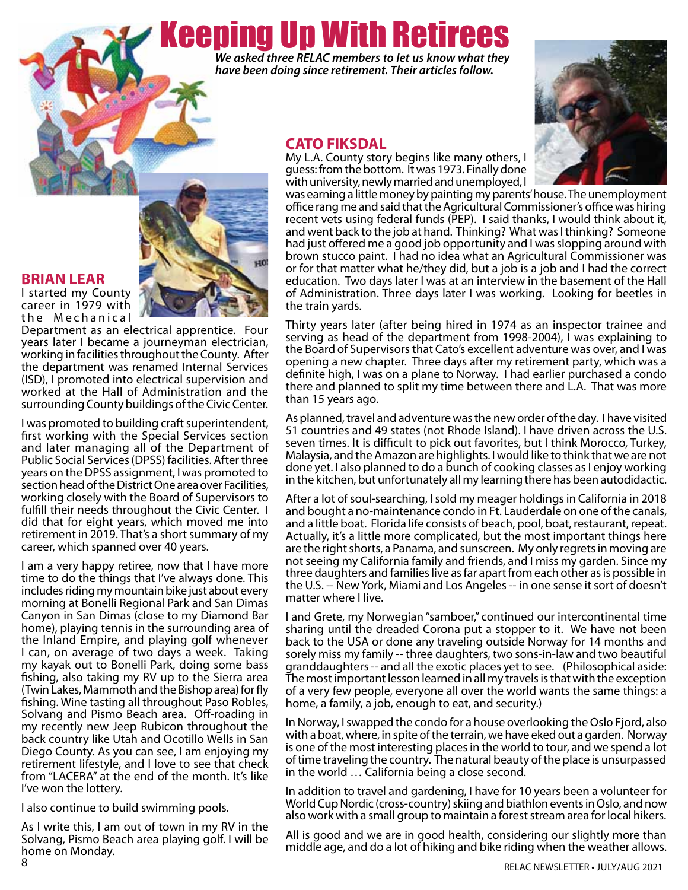# Keeping Up With Retirees

***We asked three RELAC members to let us know what they have been doing since retirement. Their articles follow.***

## BRIAN LEAR

I started my County career in 1979 with the Mechanical Department as an electrical apprentice. Four years later I became a journeyman electrician, working in facilities throughout the County. After the department was renamed Internal Services (ISD), I promoted into electrical supervision and worked at the Hall of Administration and the surrounding County buildings of the Civic Center.

I was promoted to building craft superintendent, first working with the Special Services section and later managing all of the Department of Public Social Services (DPSS) facilities. After three years on the DPSS assignment, I was promoted to section head of the District One area over Facilities, working closely with the Board of Supervisors to fulfill their needs throughout the Civic Center. I did that for eight years, which moved me into retirement in 2019. That's a short summary of my career, which spanned over 40 years.

I am a very happy retiree, now that I have more time to do the things that I've always done. This includes riding my mountain bike just about every morning at Bonelli Regional Park and San Dimas Canyon in San Dimas (close to my Diamond Bar home), playing tennis in the surrounding area of the Inland Empire, and playing golf whenever I can, on average of two days a week. Taking my kayak out to Bonelli Park, doing some bass fishing, also taking my RV up to the Sierra area (Twin Lakes, Mammoth and the Bishop area) for fly fishing. Wine tasting all throughout Paso Robles, Solvang and Pismo Beach area. Off-roading in my recently new Jeep Rubicon throughout the back country like Utah and Ocotillo Wells in San Diego County. As you can see, I am enjoying my retirement lifestyle, and I love to see that check from "LACERA" at the end of the month. It's like I've won the lottery.

I also continue to build swimming pools.

As I write this, I am out of town in my RV in the Solvang, Pismo Beach area playing golf. I will be home on Monday.

## CATO FIKSDAL

My L.A. County story begins like many others, I guess: from the bottom. It was 1973. Finally done with university, newly married and unemployed, I was earning a little money by painting my parents' house. The unemployment office rang me and said that the Agricultural Commissioner's office was hiring recent vets using federal funds (PEP). I said thanks, I would think about it, and went back to the job at hand. Thinking? What was I thinking? Someone had just offered me a good job opportunity and I was slopping around with brown stucco paint. I had no idea what an Agricultural Commissioner was or for that matter what he/they did, but a job is a job and I had the correct education. Two days later I was at an interview in the basement of the Hall of Administration. Three days later I was working. Looking for beetles in the train yards.

Thirty years later (after being hired in 1974 as an inspector trainee and serving as head of the department from 1998-2004), I was explaining to the Board of Supervisors that Cato's excellent adventure was over, and I was opening a new chapter. Three days after my retirement party, which was a definite high, I was on a plane to Norway. I had earlier purchased a condo there and planned to split my time between there and L.A. That was more than 15 years ago.

As planned, travel and adventure was the new order of the day. I have visited 51 countries and 49 states (not Rhode Island). I have driven across the U.S. seven times. It is difficult to pick out favorites, but I think Morocco, Turkey, Malaysia, and the Amazon are highlights. I would like to think that we are not done yet. I also planned to do a bunch of cooking classes as I enjoy working in the kitchen, but unfortunately all my learning there has been autodidactic.

After a lot of soul-searching, I sold my meager holdings in California in 2018 and bought a no-maintenance condo in Ft. Lauderdale on one of the canals, and a little boat. Florida life consists of beach, pool, boat, restaurant, repeat. Actually, it's a little more complicated, but the most important things here are the right shorts, a Panama, and sunscreen. My only regrets in moving are not seeing my California family and friends, and I miss my garden. Since my three daughters and families live as far apart from each other as is possible in the U.S. -- New York, Miami and Los Angeles -- in one sense it sort of doesn't matter where I live.

I and Grete, my Norwegian "samboer," continued our intercontinental time sharing until the dreaded Corona put a stopper to it. We have not been back to the USA or done any traveling outside Norway for 14 months and sorely miss my family -- three daughters, two sons-in-law and two beautiful granddaughters -- and all the exotic places yet to see. (Philosophical aside: The most important lesson learned in all my travels is that with the exception of a very few people, everyone all over the world wants the same things: a home, a family, a job, enough to eat, and security.)

In Norway, I swapped the condo for a house overlooking the Oslo Fjord, also with a boat, where, in spite of the terrain, we have eked out a garden. Norway is one of the most interesting places in the world to tour, and we spend a lot of time traveling the country. The natural beauty of the place is unsurpassed in the world … California being a close second.

In addition to travel and gardening, I have for 10 years been a volunteer for World Cup Nordic (cross-country) skiing and biathlon events in Oslo, and now also work with a small group to maintain a forest stream area for local hikers.

All is good and we are in good health, considering our slightly more than middle age, and do a lot of hiking and bike riding when the weather allows.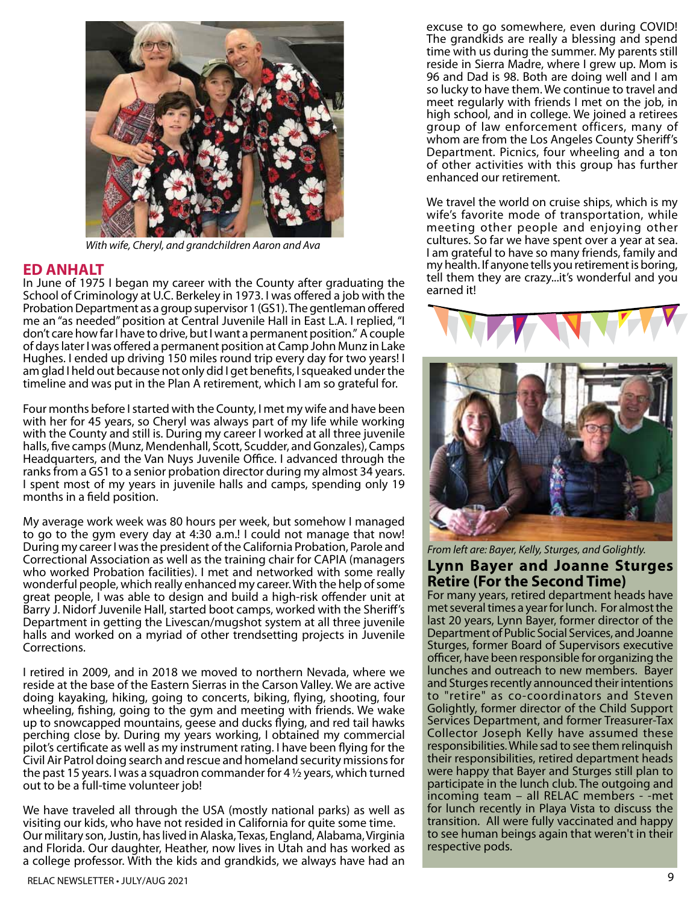With wife, Cheryl, and grandchildren Aaron and Ava

## ED ANHALT

In June of 1975 I began my career with the County after graduating the School of Criminology at U.C. Berkeley in 1973. I was offered a job with the Probation Department as a group supervisor 1 (GS1). The gentleman offered me an "as needed" position at Central Juvenile Hall in East L.A. I replied, "I don't care how far I have to drive, but I want a permanent position." A couple of days later I was offered a permanent position at Camp John Munz in Lake Hughes. I ended up driving 150 miles round trip every day for two years! I am glad I held out because not only did I get benefits, I squeaked under the timeline and was put in the Plan A retirement, which I am so grateful for.

Four months before I started with the County, I met my wife and have been with her for 45 years, so Cheryl was always part of my life while working with the County and still is. During my career I worked at all three juvenile halls, five camps (Munz, Mendenhall, Scott, Scudder, and Gonzales), Camps Headquarters, and the Van Nuys Juvenile Office. I advanced through the ranks from a GS1 to a senior probation director during my almost 34 years. I spent most of my years in juvenile halls and camps, spending only 19 months in a field position.

My average work week was 80 hours per week, but somehow I managed to go to the gym every day at 4:30 a.m.! I could not manage that now! During my career I was the president of the California Probation, Parole and Correctional Association as well as the training chair for CAPIA (managers who worked Probation facilities). I met and networked with some really wonderful people, which really enhanced my career. With the help of some great people, I was able to design and build a high-risk offender unit at Barry J. Nidorf Juvenile Hall, started boot camps, worked with the Sheriff's Department in getting the Livescan/mugshot system at all three juvenile halls and worked on a myriad of other trendsetting projects in Juvenile Corrections.

I retired in 2009, and in 2018 we moved to northern Nevada, where we reside at the base of the Eastern Sierras in the Carson Valley. We are active doing kayaking, hiking, going to concerts, biking, flying, shooting, four wheeling, fishing, going to the gym and meeting with friends. We wake up to snowcapped mountains, geese and ducks flying, and red tail hawks perching close by. During my years working, I obtained my commercial pilot's certificate as well as my instrument rating. I have been flying for the Civil Air Patrol doing search and rescue and homeland security missions for the past 15 years. I was a squadron commander for 4 ½ years, which turned out to be a full-time volunteer job!

We have traveled all through the USA (mostly national parks) as well as visiting our kids, who have not resided in California for quite some time. Our military son, Justin, has lived in Alaska, Texas, England, Alabama, Virginia and Florida. Our daughter, Heather, now lives in Utah and has worked as a college professor. With the kids and grandkids, we always have had an excuse to go somewhere, even during COVID! The grandkids are really a blessing and spend time with us during the summer. My parents still reside in Sierra Madre, where I grew up. Mom is 96 and Dad is 98. Both are doing well and I am so lucky to have them. We continue to travel and meet regularly with friends I met on the job, in high school, and in college. We joined a retirees group of law enforcement officers, many of whom are from the Los Angeles County Sheriff's Department. Picnics, four wheeling and a ton of other activities with this group has further enhanced our retirement.

We travel the world on cruise ships, which is my wife's favorite mode of transportation, while meeting other people and enjoying other cultures. So far we have spent over a year at sea. I am grateful to have so many friends, family and my health. If anyone tells you retirement is boring, tell them they are crazy...it's wonderful and you earned it!

*From left are: Bayer, Kelly, Sturges, and Golightly.*

## Lynn Bayer and Joanne Sturges Retire (For the Second Time)

For many years, retired department heads have met several times a year for lunch. For almost the last 20 years, Lynn Bayer, former director of the Department of Public Social Services, and Joanne Sturges, former Board of Supervisors executive officer, have been responsible for organizing the lunches and outreach to new members. Bayer and Sturges recently announced their intentions to "retire" as co-coordinators and Steven Golightly, former director of the Child Support Services Department, and former Treasurer-Tax Collector Joseph Kelly have assumed these responsibilities. While sad to see them relinquish their responsibilities, retired department heads were happy that Bayer and Sturges still plan to participate in the lunch club. The outgoing and incoming team – all RELAC members - -met for lunch recently in Playa Vista to discuss the transition. All were fully vaccinated and happy to see human beings again that weren't in their respective pods.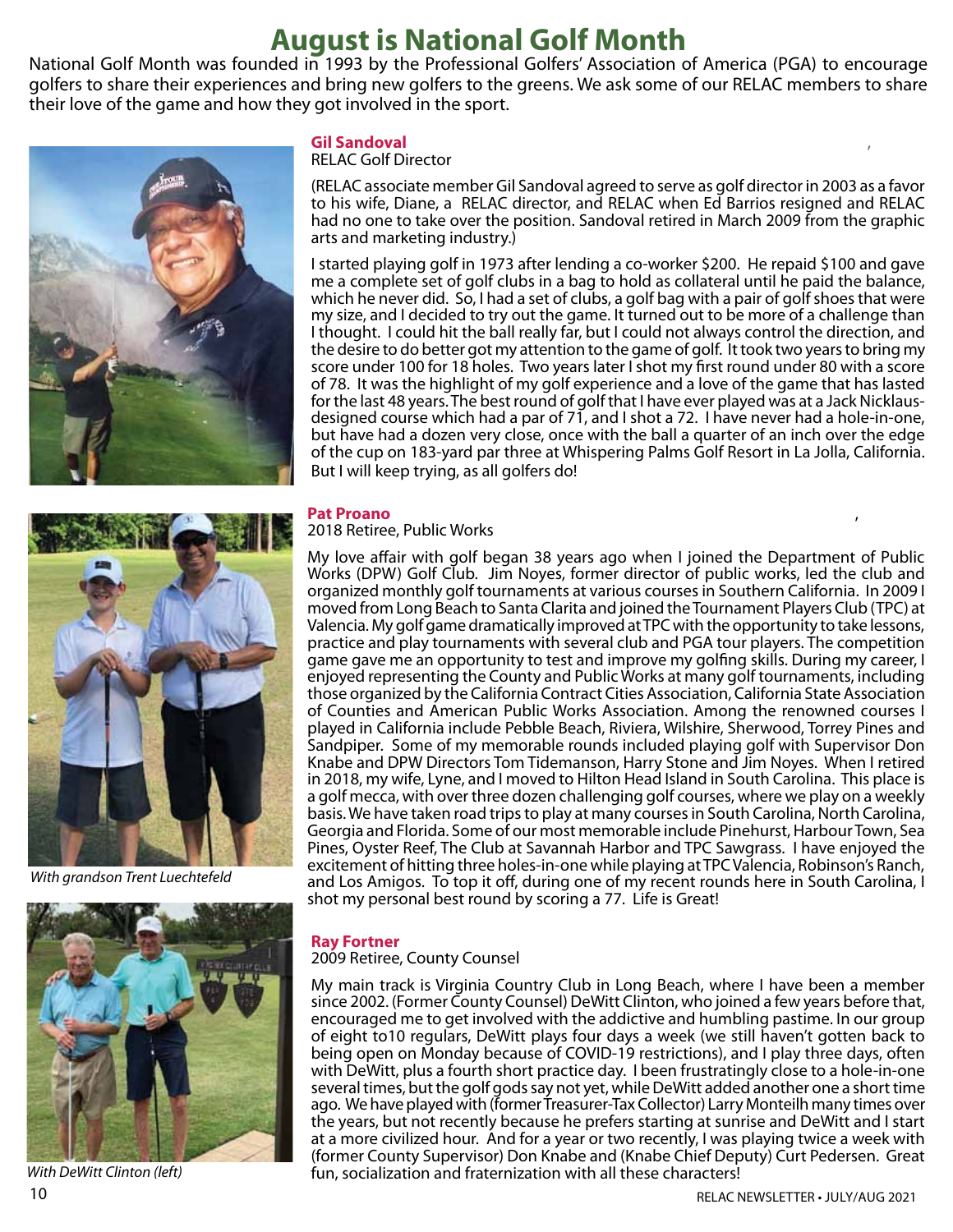# August is National Golf Month

National Golf Month was founded in 1993 by the Professional Golfers' Association of America (PGA) to encourage golfers to share their experiences and bring new golfers to the greens. We ask some of our RELAC members to share their love of the game and how they got involved in the sport.

**Gil Sandoval**
RELAC Golf Director

(RELAC associate member Gil Sandoval agreed to serve as golf director in 2003 as a favor to his wife, Diane, a RELAC director, and RELAC when Ed Barrios resigned and RELAC had no one to take over the position. Sandoval retired in March 2009 from the graphic arts and marketing industry.)

I started playing golf in 1973 after lending a co-worker $200. He repaid $100 and gave me a complete set of golf clubs in a bag to hold as collateral until he paid the balance, which he never did. So, I had a set of clubs, a golf bag with a pair of golf shoes that were my size, and I decided to try out the game. It turned out to be more of a challenge than I thought. I could hit the ball really far, but I could not always control the direction, and the desire to do better got my attention to the game of golf. It took two years to bring my score under 100 for 18 holes. Two years later I shot my first round under 80 with a score of 78. It was the highlight of my golf experience and a love of the game that has lasted for the last 48 years. The best round of golf that I have ever played was at a Jack Nicklaus-designed course which had a par of 71, and I shot a 72. I have never had a hole-in-one, but have had a dozen very close, once with the ball a quarter of an inch over the edge of the cup on 183-yard par three at Whispering Palms Golf Resort in La Jolla, California. But I will keep trying, as all golfers do!

**Pat Proano**
2018 Retiree, Public Works

My love affair with golf began 38 years ago when I joined the Department of Public Works (DPW) Golf Club. Jim Noyes, former director of public works, led the club and organized monthly golf tournaments at various courses in Southern California. In 2009 I moved from Long Beach to Santa Clarita and joined the Tournament Players Club (TPC) at Valencia. My golf game dramatically improved at TPC with the opportunity to take lessons, practice and play tournaments with several club and PGA tour players. The competition game gave me an opportunity to test and improve my golfing skills. During my career, I enjoyed representing the County and Public Works at many golf tournaments, including those organized by the California Contract Cities Association, California State Association of Counties and American Public Works Association. Among the renowned courses I played in California include Pebble Beach, Riviera, Wilshire, Sherwood, Torrey Pines and Sandpiper. Some of my memorable rounds included playing golf with Supervisor Don Knabe and DPW Directors Tom Tidemanson, Harry Stone and Jim Noyes. When I retired in 2018, my wife, Lyne, and I moved to Hilton Head Island in South Carolina. This place is a golf mecca, with over three dozen challenging golf courses, where we play on a weekly basis. We have taken road trips to play at many courses in South Carolina, North Carolina, Georgia and Florida. Some of our most memorable include Pinehurst, Harbour Town, Sea Pines, Oyster Reef, The Club at Savannah Harbor and TPC Sawgrass. I have enjoyed the excitement of hitting three holes-in-one while playing at TPC Valencia, Robinson's Ranch, and Los Amigos. To top it off, during one of my recent rounds here in South Carolina, I shot my personal best round by scoring a 77. Life is Great!

*With grandson Trent Luechtefeld*

**Ray Fortner**
2009 Retiree, County Counsel

My main track is Virginia Country Club in Long Beach, where I have been a member since 2002. (Former County Counsel) DeWitt Clinton, who joined a few years before that, encouraged me to get involved with the addictive and humbling pastime. In our group of eight to10 regulars, DeWitt plays four days a week (we still haven't gotten back to being open on Monday because of COVID-19 restrictions), and I play three days, often with DeWitt, plus a fourth short practice day. I been frustratingly close to a hole-in-one several times, but the golf gods say not yet, while DeWitt added another one a short time ago. We have played with (former Treasurer-Tax Collector) Larry Monteilh many times over the years, but not recently because he prefers starting at sunrise and DeWitt and I start at a more civilized hour. And for a year or two recently, I was playing twice a week with (former County Supervisor) Don Knabe and (Knabe Chief Deputy) Curt Pedersen. Great fun, socialization and fraternization with all these characters!

*With DeWitt Clinton (left)*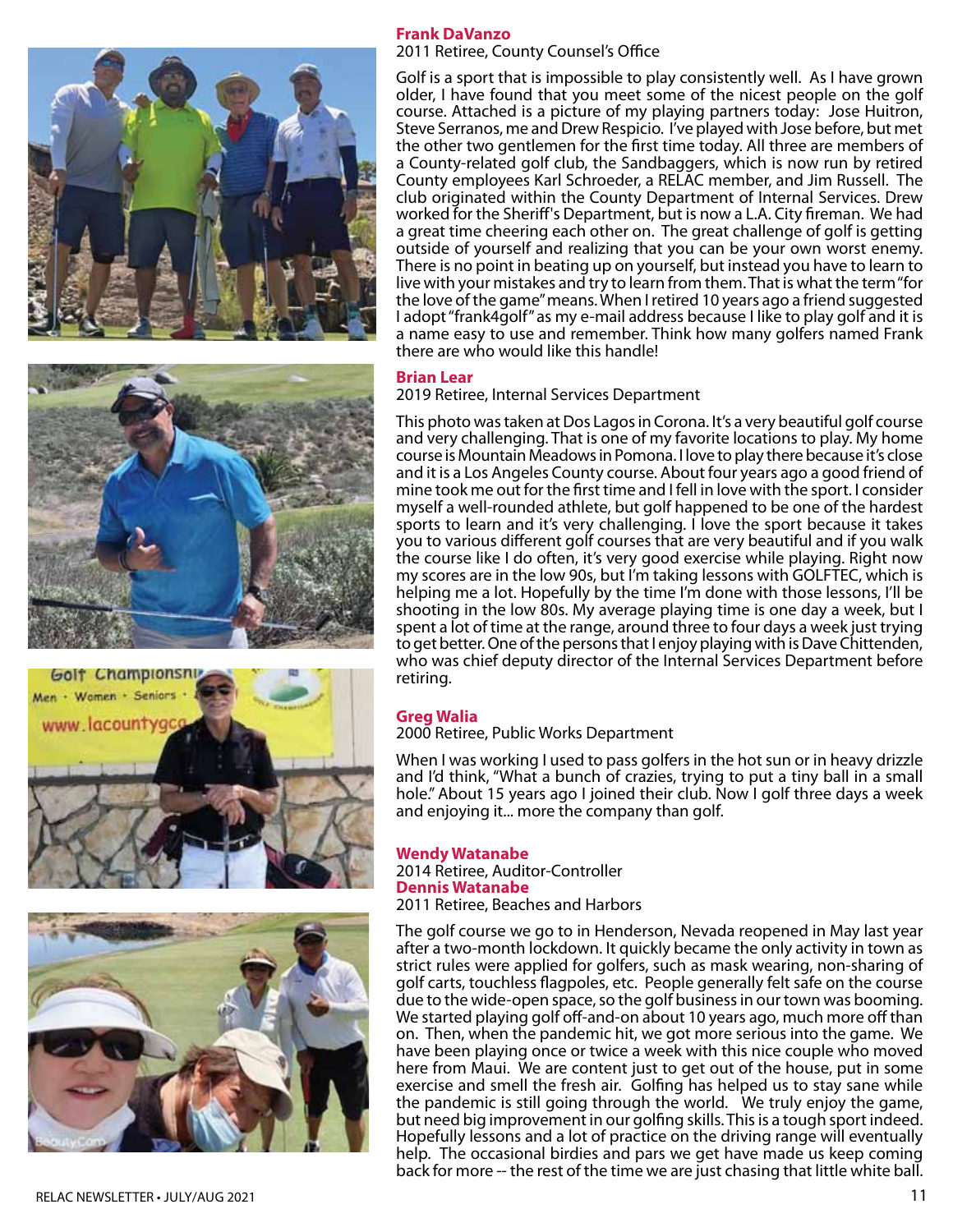**Frank DaVanzo**

2011 Retiree, County Counsel's Office

Golf is a sport that is impossible to play consistently well. As I have grown older, I have found that you meet some of the nicest people on the golf course. Attached is a picture of my playing partners today: Jose Huitron, Steve Serranos, me and Drew Respicio. I've played with Jose before, but met the other two gentlemen for the first time today. All three are members of a County-related golf club, the Sandbaggers, which is now run by retired County employees Karl Schroeder, a RELAC member, and Jim Russell. The club originated within the County Department of Internal Services. Drew worked for the Sheriff's Department, but is now a L.A. City fireman. We had a great time cheering each other on. The great challenge of golf is getting outside of yourself and realizing that you can be your own worst enemy. There is no point in beating up on yourself, but instead you have to learn to live with your mistakes and try to learn from them. That is what the term "for the love of the game" means. When I retired 10 years ago a friend suggested I adopt "frank4golf" as my e-mail address because I like to play golf and it is a name easy to use and remember. Think how many golfers named Frank there are who would like this handle!

**Brian Lear**

2019 Retiree, Internal Services Department

This photo was taken at Dos Lagos in Corona. It's a very beautiful golf course and very challenging. That is one of my favorite locations to play. My home course is Mountain Meadows in Pomona. I love to play there because it's close and it is a Los Angeles County course. About four years ago a good friend of mine took me out for the first time and I fell in love with the sport. I consider myself a well-rounded athlete, but golf happened to be one of the hardest sports to learn and it's very challenging. I love the sport because it takes you to various different golf courses that are very beautiful and if you walk the course like I do often, it's very good exercise while playing. Right now my scores are in the low 90s, but I'm taking lessons with GOLFTEC, which is helping me a lot. Hopefully by the time I'm done with those lessons, I'll be shooting in the low 80s. My average playing time is one day a week, but I spent a lot of time at the range, around three to four days a week just trying to get better. One of the persons that I enjoy playing with is Dave Chittenden, who was chief deputy director of the Internal Services Department before retiring.

**Greg Walia**

2000 Retiree, Public Works Department

When I was working I used to pass golfers in the hot sun or in heavy drizzle and I'd think, "What a bunch of crazies, trying to put a tiny ball in a small hole." About 15 years ago I joined their club. Now I golf three days a week and enjoying it... more the company than golf.

**Wendy Watanabe**

2014 Retiree, Auditor-Controller

**Dennis Watanabe**

2011 Retiree, Beaches and Harbors

The golf course we go to in Henderson, Nevada reopened in May last year after a two-month lockdown. It quickly became the only activity in town as strict rules were applied for golfers, such as mask wearing, non-sharing of golf carts, touchless flagpoles, etc. People generally felt safe on the course due to the wide-open space, so the golf business in our town was booming. We started playing golf off-and-on about 10 years ago, much more off than on. Then, when the pandemic hit, we got more serious into the game. We have been playing once or twice a week with this nice couple who moved here from Maui. We are content just to get out of the house, put in some exercise and smell the fresh air. Golfing has helped us to stay sane while the pandemic is still going through the world. We truly enjoy the game, but need big improvement in our golfing skills. This is a tough sport indeed. Hopefully lessons and a lot of practice on the driving range will eventually help. The occasional birdies and pars we get have made us keep coming back for more -- the rest of the time we are just chasing that little white ball.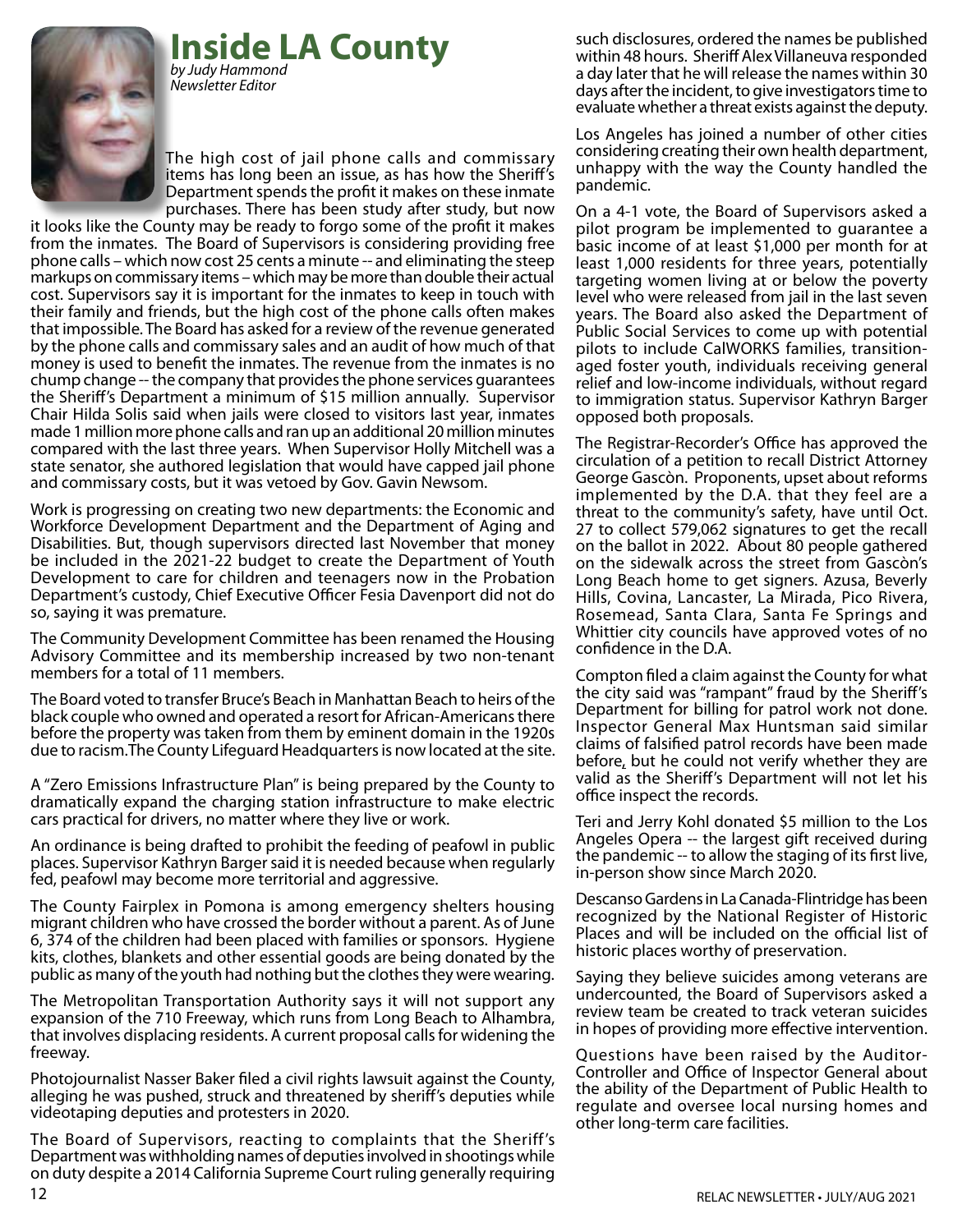# Inside LA County

*by Judy Hammond*
*Newsletter Editor*

The high cost of jail phone calls and commissary items has long been an issue, as has how the Sheriff's Department spends the profit it makes on these inmate purchases. There has been study after study, but now it looks like the County may be ready to forgo some of the profit it makes from the inmates. The Board of Supervisors is considering providing free phone calls – which now cost 25 cents a minute -- and eliminating the steep markups on commissary items – which may be more than double their actual cost. Supervisors say it is important for the inmates to keep in touch with their family and friends, but the high cost of the phone calls often makes that impossible. The Board has asked for a review of the revenue generated by the phone calls and commissary sales and an audit of how much of that money is used to benefit the inmates. The revenue from the inmates is no chump change -- the company that provides the phone services guarantees the Sheriff's Department a minimum of $15 million annually. Supervisor Chair Hilda Solis said when jails were closed to visitors last year, inmates made 1 million more phone calls and ran up an additional 20 million minutes compared with the last three years. When Supervisor Holly Mitchell was a state senator, she authored legislation that would have capped jail phone and commissary costs, but it was vetoed by Gov. Gavin Newsom.

Work is progressing on creating two new departments: the Economic and Workforce Development Department and the Department of Aging and Disabilities. But, though supervisors directed last November that money be included in the 2021-22 budget to create the Department of Youth Development to care for children and teenagers now in the Probation Department's custody, Chief Executive Officer Fesia Davenport did not do so, saying it was premature.

The Community Development Committee has been renamed the Housing Advisory Committee and its membership increased by two non-tenant members for a total of 11 members.

The Board voted to transfer Bruce's Beach in Manhattan Beach to heirs of the black couple who owned and operated a resort for African-Americans there before the property was taken from them by eminent domain in the 1920s due to racism.The County Lifeguard Headquarters is now located at the site.

A "Zero Emissions Infrastructure Plan" is being prepared by the County to dramatically expand the charging station infrastructure to make electric cars practical for drivers, no matter where they live or work.

An ordinance is being drafted to prohibit the feeding of peafowl in public places. Supervisor Kathryn Barger said it is needed because when regularly fed, peafowl may become more territorial and aggressive.

The County Fairplex in Pomona is among emergency shelters housing migrant children who have crossed the border without a parent. As of June 6, 374 of the children had been placed with families or sponsors. Hygiene kits, clothes, blankets and other essential goods are being donated by the public as many of the youth had nothing but the clothes they were wearing.

The Metropolitan Transportation Authority says it will not support any expansion of the 710 Freeway, which runs from Long Beach to Alhambra, that involves displacing residents. A current proposal calls for widening the freeway.

Photojournalist Nasser Baker filed a civil rights lawsuit against the County, alleging he was pushed, struck and threatened by sheriff's deputies while videotaping deputies and protesters in 2020.

The Board of Supervisors, reacting to complaints that the Sheriff's Department was withholding names of deputies involved in shootings while on duty despite a 2014 California Supreme Court ruling generally requiring such disclosures, ordered the names be published within 48 hours. Sheriff Alex Villaneuva responded a day later that he will release the names within 30 days after the incident, to give investigators time to evaluate whether a threat exists against the deputy.

Los Angeles has joined a number of other cities considering creating their own health department, unhappy with the way the County handled the pandemic.

On a 4-1 vote, the Board of Supervisors asked a pilot program be implemented to guarantee a basic income of at least $1,000 per month for at least 1,000 residents for three years, potentially targeting women living at or below the poverty level who were released from jail in the last seven years. The Board also asked the Department of Public Social Services to come up with potential pilots to include CalWORKS families, transition-aged foster youth, individuals receiving general relief and low-income individuals, without regard to immigration status. Supervisor Kathryn Barger opposed both proposals.

The Registrar-Recorder's Office has approved the circulation of a petition to recall District Attorney George Gascòn. Proponents, upset about reforms implemented by the D.A. that they feel are a threat to the community's safety, have until Oct. 27 to collect 579,062 signatures to get the recall on the ballot in 2022. About 80 people gathered on the sidewalk across the street from Gascòn's Long Beach home to get signers. Azusa, Beverly Hills, Covina, Lancaster, La Mirada, Pico Rivera, Rosemead, Santa Clara, Santa Fe Springs and Whittier city councils have approved votes of no confidence in the D.A.

Compton filed a claim against the County for what the city said was "rampant" fraud by the Sheriff's Department for billing for patrol work not done. Inspector General Max Huntsman said similar claims of falsified patrol records have been made before, but he could not verify whether they are valid as the Sheriff's Department will not let his office inspect the records.

Teri and Jerry Kohl donated $5 million to the Los Angeles Opera -- the largest gift received during the pandemic -- to allow the staging of its first live, in-person show since March 2020.

Descanso Gardens in La Canada-Flintridge has been recognized by the National Register of Historic Places and will be included on the official list of historic places worthy of preservation.

Saying they believe suicides among veterans are undercounted, the Board of Supervisors asked a review team be created to track veteran suicides in hopes of providing more effective intervention.

Questions have been raised by the Auditor-Controller and Office of Inspector General about the ability of the Department of Public Health to regulate and oversee local nursing homes and other long-term care facilities.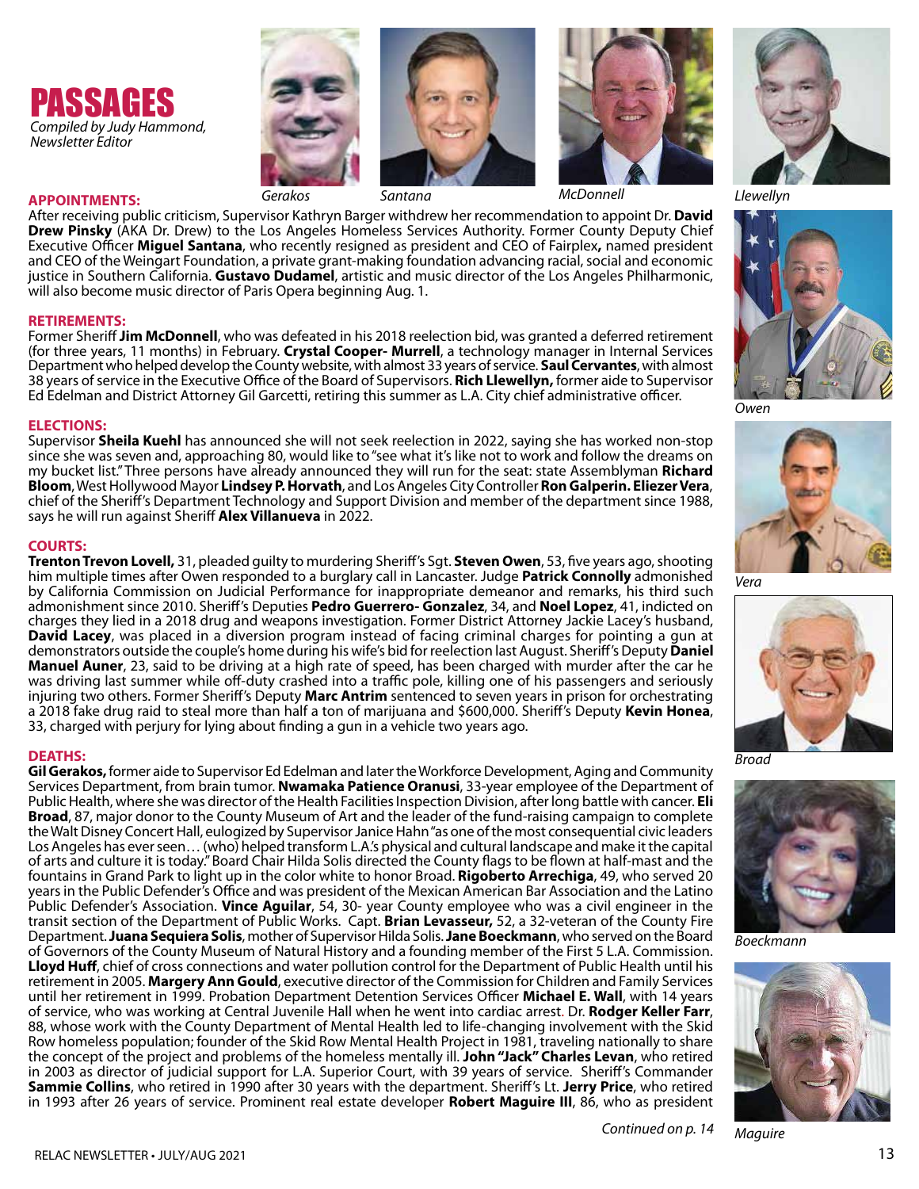# PASSAGES

*Compiled by Judy Hammond, Newsletter Editor*

*Gerakos* *Santana* *McDonnell* *Llewellyn*

**APPOINTMENTS:**

After receiving public criticism, Supervisor Kathryn Barger withdrew her recommendation to appoint Dr. **David Drew Pinsky** (AKA Dr. Drew) to the Los Angeles Homeless Services Authority. Former County Deputy Chief Executive Officer **Miguel Santana**, who recently resigned as president and CEO of Fairplex**,** named president and CEO of the Weingart Foundation, a private grant-making foundation advancing racial, social and economic justice in Southern California. **Gustavo Dudamel**, artistic and music director of the Los Angeles Philharmonic, will also become music director of Paris Opera beginning Aug. 1.

**RETIREMENTS:**

Former Sheriff **Jim McDonnell**, who was defeated in his 2018 reelection bid, was granted a deferred retirement (for three years, 11 months) in February. **Crystal Cooper- Murrell**, a technology manager in Internal Services Department who helped develop the County website, with almost 33 years of service. **Saul Cervantes**, with almost 38 years of service in the Executive Office of the Board of Supervisors. **Rich Llewellyn,** former aide to Supervisor Ed Edelman and District Attorney Gil Garcetti, retiring this summer as L.A. City chief administrative officer.

**ELECTIONS:**

Supervisor **Sheila Kuehl** has announced she will not seek reelection in 2022, saying she has worked non-stop since she was seven and, approaching 80, would like to "see what it's like not to work and follow the dreams on my bucket list." Three persons have already announced they will run for the seat: state Assemblyman **Richard Bloom**, West Hollywood Mayor **Lindsey P. Horvath**, and Los Angeles City Controller **Ron Galperin. Eliezer Vera**, chief of the Sheriff's Department Technology and Support Division and member of the department since 1988, says he will run against Sheriff **Alex Villanueva** in 2022.

**COURTS:**

**Trenton Trevon Lovell,** 31, pleaded guilty to murdering Sheriff's Sgt. **Steven Owen**, 53, five years ago, shooting him multiple times after Owen responded to a burglary call in Lancaster. Judge **Patrick Connolly** admonished by California Commission on Judicial Performance for inappropriate demeanor and remarks, his third such admonishment since 2010. Sheriff's Deputies **Pedro Guerrero- Gonzalez**, 34, and **Noel Lopez**, 41, indicted on charges they lied in a 2018 drug and weapons investigation. Former District Attorney Jackie Lacey's husband, **David Lacey**, was placed in a diversion program instead of facing criminal charges for pointing a gun at demonstrators outside the couple's home during his wife's bid for reelection last August. Sheriff's Deputy **Daniel Manuel Auner**, 23, said to be driving at a high rate of speed, has been charged with murder after the car he was driving last summer while off-duty crashed into a traffic pole, killing one of his passengers and seriously injuring two others. Former Sheriff's Deputy **Marc Antrim** sentenced to seven years in prison for orchestrating a 2018 fake drug raid to steal more than half a ton of marijuana and $600,000. Sheriff's Deputy **Kevin Honea**, 33, charged with perjury for lying about finding a gun in a vehicle two years ago.

*Owen*

*Vera*

*Broad*

*Boeckmann*

*Maguire*

**DEATHS:**

**Gil Gerakos,** former aide to Supervisor Ed Edelman and later the Workforce Development, Aging and Community Services Department, from brain tumor. **Nwamaka Patience Oranusi**, 33-year employee of the Department of Public Health, where she was director of the Health Facilities Inspection Division, after long battle with cancer. **Eli Broad**, 87, major donor to the County Museum of Art and the leader of the fund-raising campaign to complete the Walt Disney Concert Hall, eulogized by Supervisor Janice Hahn "as one of the most consequential civic leaders Los Angeles has ever seen… (who) helped transform L.A.'s physical and cultural landscape and make it the capital of arts and culture it is today." Board Chair Hilda Solis directed the County flags to be flown at half-mast and the fountains in Grand Park to light up in the color white to honor Broad. **Rigoberto Arrechiga**, 49, who served 20 years in the Public Defender's Office and was president of the Mexican American Bar Association and the Latino Public Defender's Association. **Vince Aguilar**, 54, 30- year County employee who was a civil engineer in the transit section of the Department of Public Works. Capt. **Brian Levasseur,** 52, a 32-veteran of the County Fire Department. **Juana Sequiera Solis**, mother of Supervisor Hilda Solis. **Jane Boeckmann**, who served on the Board of Governors of the County Museum of Natural History and a founding member of the First 5 L.A. Commission. **Lloyd Huff**, chief of cross connections and water pollution control for the Department of Public Health until his retirement in 2005. **Margery Ann Gould**, executive director of the Commission for Children and Family Services until her retirement in 1999. Probation Department Detention Services Officer **Michael E. Wall**, with 14 years of service, who was working at Central Juvenile Hall when he went into cardiac arrest. Dr. **Rodger Keller Farr**, 88, whose work with the County Department of Mental Health led to life-changing involvement with the Skid Row homeless population; founder of the Skid Row Mental Health Project in 1981, traveling nationally to share the concept of the project and problems of the homeless mentally ill. **John "Jack" Charles Levan**, who retired in 2003 as director of judicial support for L.A. Superior Court, with 39 years of service. Sheriff's Commander **Sammie Collins**, who retired in 1990 after 30 years with the department. Sheriff's Lt. **Jerry Price**, who retired in 1993 after 26 years of service. Prominent real estate developer **Robert Maguire III**, 86, who as president

*Continued on p. 14*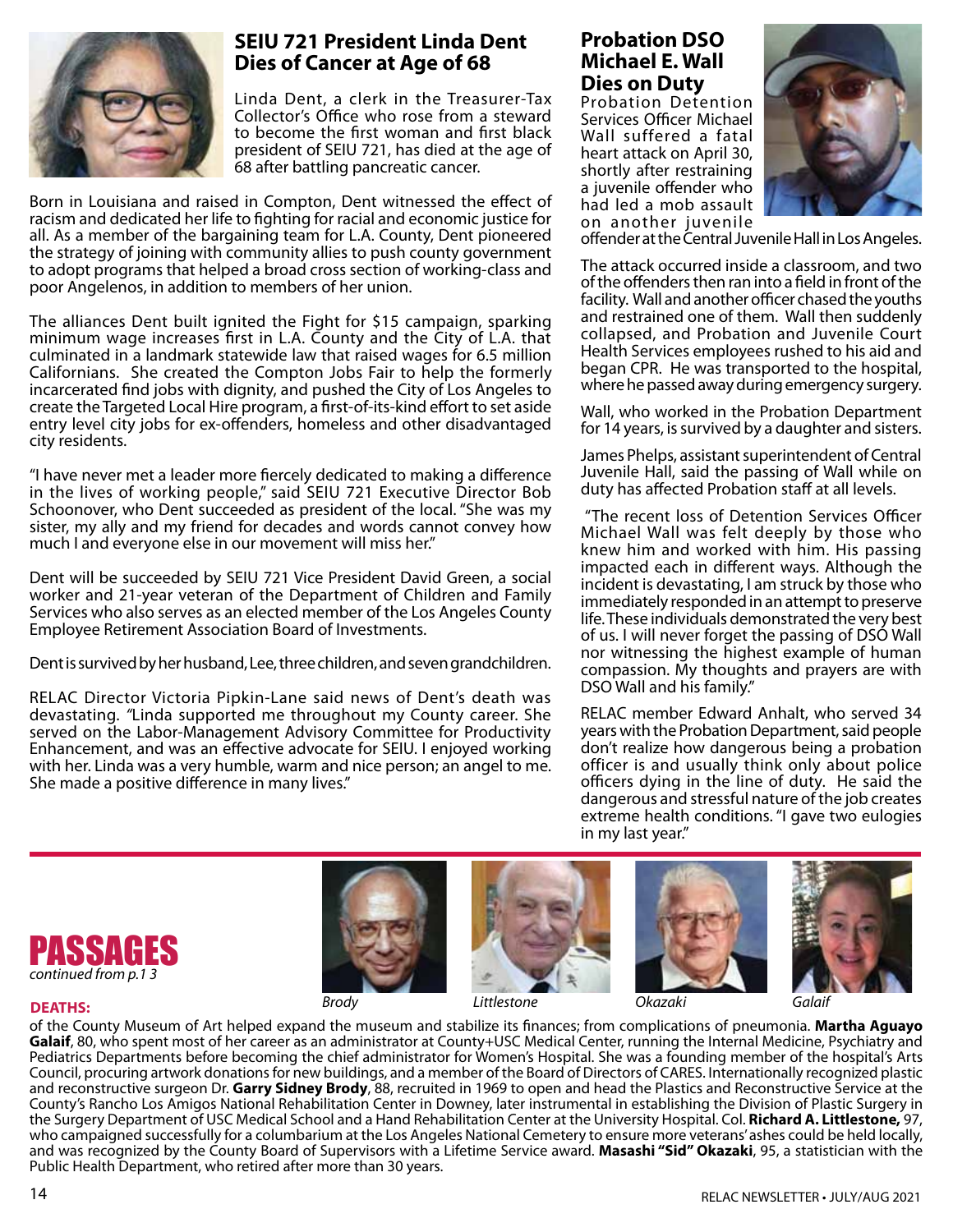## SEIU 721 President Linda Dent Dies of Cancer at Age of 68

Linda Dent, a clerk in the Treasurer-Tax Collector's Office who rose from a steward to become the first woman and first black president of SEIU 721, has died at the age of 68 after battling pancreatic cancer.

Born in Louisiana and raised in Compton, Dent witnessed the effect of racism and dedicated her life to fighting for racial and economic justice for all. As a member of the bargaining team for L.A. County, Dent pioneered the strategy of joining with community allies to push county government to adopt programs that helped a broad cross section of working-class and poor Angelenos, in addition to members of her union.

The alliances Dent built ignited the Fight for $15 campaign, sparking minimum wage increases first in L.A. County and the City of L.A. that culminated in a landmark statewide law that raised wages for 6.5 million Californians. She created the Compton Jobs Fair to help the formerly incarcerated find jobs with dignity, and pushed the City of Los Angeles to create the Targeted Local Hire program, a first-of-its-kind effort to set aside entry level city jobs for ex-offenders, homeless and other disadvantaged city residents.

"I have never met a leader more fiercely dedicated to making a difference in the lives of working people," said SEIU 721 Executive Director Bob Schoonover, who Dent succeeded as president of the local. "She was my sister, my ally and my friend for decades and words cannot convey how much I and everyone else in our movement will miss her."

Dent will be succeeded by SEIU 721 Vice President David Green, a social worker and 21-year veteran of the Department of Children and Family Services who also serves as an elected member of the Los Angeles County Employee Retirement Association Board of Investments.

Dent is survived by her husband, Lee, three children, and seven grandchildren.

RELAC Director Victoria Pipkin-Lane said news of Dent's death was devastating. "Linda supported me throughout my County career. She served on the Labor-Management Advisory Committee for Productivity Enhancement, and was an effective advocate for SEIU. I enjoyed working with her. Linda was a very humble, warm and nice person; an angel to me. She made a positive difference in many lives."

## Probation DSO Michael E. Wall Dies on Duty

Probation Detention Services Officer Michael Wall suffered a fatal heart attack on April 30, shortly after restraining a juvenile offender who had led a mob assault on another juvenile offender at the Central Juvenile Hall in Los Angeles.

The attack occurred inside a classroom, and two of the offenders then ran into a field in front of the facility. Wall and another officer chased the youths and restrained one of them. Wall then suddenly collapsed, and Probation and Juvenile Court Health Services employees rushed to his aid and began CPR. He was transported to the hospital, where he passed away during emergency surgery.

Wall, who worked in the Probation Department for 14 years, is survived by a daughter and sisters.

James Phelps, assistant superintendent of Central Juvenile Hall, said the passing of Wall while on duty has affected Probation staff at all levels.

"The recent loss of Detention Services Officer Michael Wall was felt deeply by those who knew him and worked with him. His passing impacted each in different ways. Although the incident is devastating, I am struck by those who immediately responded in an attempt to preserve life. These individuals demonstrated the very best of us. I will never forget the passing of DSO Wall nor witnessing the highest example of human compassion. My thoughts and prayers are with DSO Wall and his family."

RELAC member Edward Anhalt, who served 34 years with the Probation Department, said people don't realize how dangerous being a probation officer is and usually think only about police officers dying in the line of duty. He said the dangerous and stressful nature of the job creates extreme health conditions. "I gave two eulogies in my last year."

## PASSAGES

*continued from p.13*

*Brody* *Littlestone* *Okazaki* *Galaif*

**DEATHS:**

of the County Museum of Art helped expand the museum and stabilize its finances; from complications of pneumonia. **Martha Aguayo Galaif**, 80, who spent most of her career as an administrator at County+USC Medical Center, running the Internal Medicine, Psychiatry and Pediatrics Departments before becoming the chief administrator for Women's Hospital. She was a founding member of the hospital's Arts Council, procuring artwork donations for new buildings, and a member of the Board of Directors of CARES. Internationally recognized plastic and reconstructive surgeon Dr. **Garry Sidney Brody**, 88, recruited in 1969 to open and head the Plastics and Reconstructive Service at the County's Rancho Los Amigos National Rehabilitation Center in Downey, later instrumental in establishing the Division of Plastic Surgery in the Surgery Department of USC Medical School and a Hand Rehabilitation Center at the University Hospital. Col. **Richard A. Littlestone,** 97, who campaigned successfully for a columbarium at the Los Angeles National Cemetery to ensure more veterans' ashes could be held locally, and was recognized by the County Board of Supervisors with a Lifetime Service award. **Masashi "Sid" Okazaki**, 95, a statistician with the Public Health Department, who retired after more than 30 years.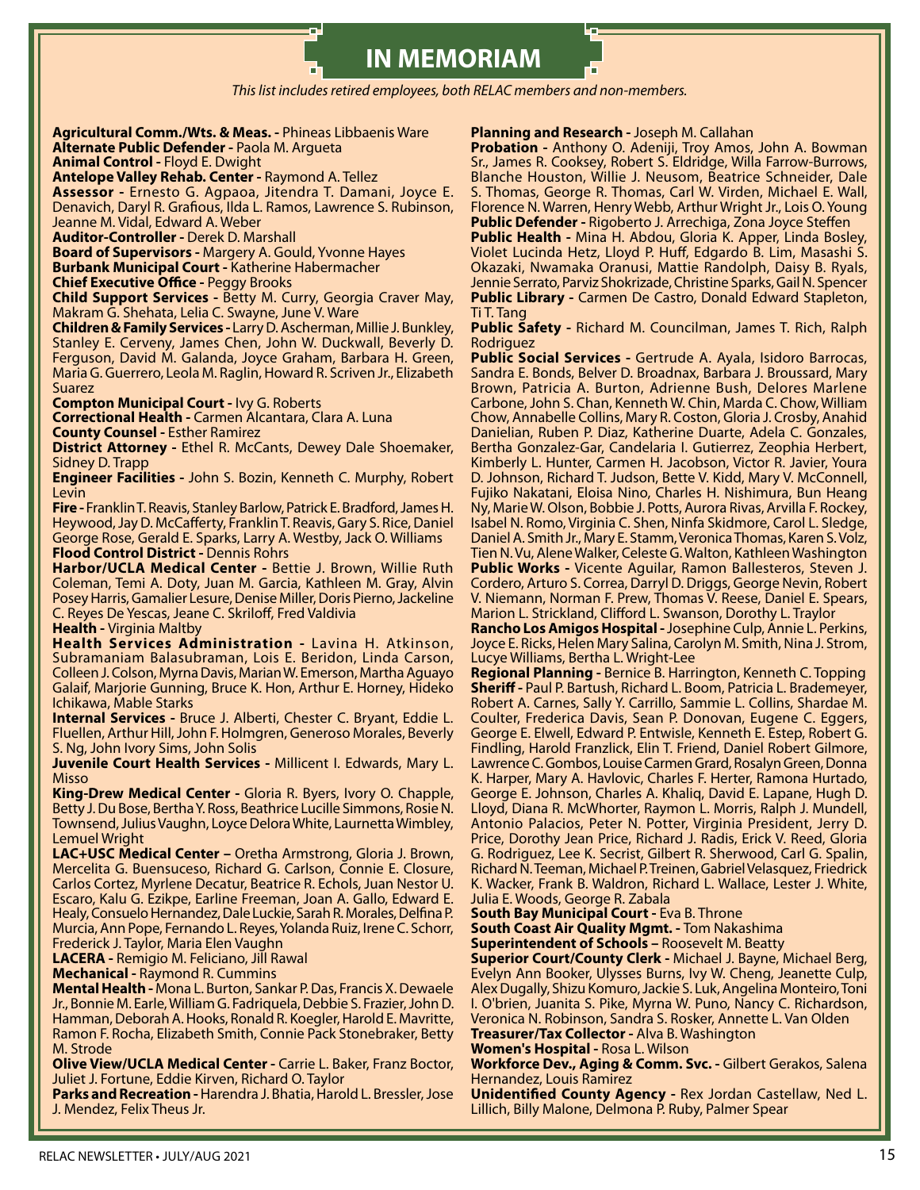# IN MEMORIAM

*This list includes retired employees, both RELAC members and non-members.*

**Agricultural Comm./Wts. & Meas. -** Phineas Libbaenis Ware
**Alternate Public Defender -** Paola M. Argueta
**Animal Control -** Floyd E. Dwight
**Antelope Valley Rehab. Center -** Raymond A. Tellez
**Assessor -** Ernesto G. Agpaoa, Jitendra T. Damani, Joyce E. Denavich, Daryl R. Grafious, Ilda L. Ramos, Lawrence S. Rubinson, Jeanne M. Vidal, Edward A. Weber
**Auditor-Controller -** Derek D. Marshall
**Board of Supervisors -** Margery A. Gould, Yvonne Hayes
**Burbank Municipal Court -** Katherine Habermacher
**Chief Executive Office -** Peggy Brooks
**Child Support Services -** Betty M. Curry, Georgia Craver May, Makram G. Shehata, Lelia C. Swayne, June V. Ware
**Children & Family Services -** Larry D. Ascherman, Millie J. Bunkley, Stanley E. Cerveny, James Chen, John W. Duckwall, Beverly D. Ferguson, David M. Galanda, Joyce Graham, Barbara H. Green, Maria G. Guerrero, Leola M. Raglin, Howard R. Scriven Jr., Elizabeth Suarez
**Compton Municipal Court -** Ivy G. Roberts
**Correctional Health -** Carmen Alcantara, Clara A. Luna
**County Counsel -** Esther Ramirez
**District Attorney -** Ethel R. McCants, Dewey Dale Shoemaker, Sidney D. Trapp
**Engineer Facilities -** John S. Bozin, Kenneth C. Murphy, Robert Levin
**Fire -** Franklin T. Reavis, Stanley Barlow, Patrick E. Bradford, James H. Heywood, Jay D. McCafferty, Franklin T. Reavis, Gary S. Rice, Daniel George Rose, Gerald E. Sparks, Larry A. Westby, Jack O. Williams
**Flood Control District -** Dennis Rohrs
**Harbor/UCLA Medical Center -** Bettie J. Brown, Willie Ruth Coleman, Temi A. Doty, Juan M. Garcia, Kathleen M. Gray, Alvin Posey Harris, Gamalier Lesure, Denise Miller, Doris Pierno, Jackeline C. Reyes De Yescas, Jeane C. Skriloff, Fred Valdivia
**Health -** Virginia Maltby
**Health Services Administration -** Lavina H. Atkinson, Subramaniam Balasubraman, Lois E. Beridon, Linda Carson, Colleen J. Colson, Myrna Davis, Marian W. Emerson, Martha Aguayo Galaif, Marjorie Gunning, Bruce K. Hon, Arthur E. Horney, Hideko Ichikawa, Mable Starks
**Internal Services -** Bruce J. Alberti, Chester C. Bryant, Eddie L. Fluellen, Arthur Hill, John F. Holmgren, Generoso Morales, Beverly S. Ng, John Ivory Sims, John Solis
**Juvenile Court Health Services -** Millicent I. Edwards, Mary L. Misso
**King-Drew Medical Center -** Gloria R. Byers, Ivory O. Chapple, Betty J. Du Bose, Bertha Y. Ross, Beathrice Lucille Simmons, Rosie N. Townsend, Julius Vaughn, Loyce Delora White, Laurnetta Wimbley, Lemuel Wright
**LAC+USC Medical Center –** Oretha Armstrong, Gloria J. Brown, Mercelita G. Buensuceso, Richard G. Carlson, Connie E. Closure, Carlos Cortez, Myrlene Decatur, Beatrice R. Echols, Juan Nestor U. Escaro, Kalu G. Ezikpe, Earline Freeman, Joan A. Gallo, Edward E. Healy, Consuelo Hernandez, Dale Luckie, Sarah R. Morales, Delfina P. Murcia, Ann Pope, Fernando L. Reyes, Yolanda Ruiz, Irene C. Schorr, Frederick J. Taylor, Maria Elen Vaughn
**LACERA -** Remigio M. Feliciano, Jill Rawal
**Mechanical -** Raymond R. Cummins
**Mental Health -** Mona L. Burton, Sankar P. Das, Francis X. Dewaele Jr., Bonnie M. Earle, William G. Fadriquela, Debbie S. Frazier, John D. Hamman, Deborah A. Hooks, Ronald R. Koegler, Harold E. Mavritte, Ramon F. Rocha, Elizabeth Smith, Connie Pack Stonebraker, Betty M. Strode
**Olive View/UCLA Medical Center -** Carrie L. Baker, Franz Boctor, Juliet J. Fortune, Eddie Kirven, Richard O. Taylor
**Parks and Recreation -** Harendra J. Bhatia, Harold L. Bressler, Jose J. Mendez, Felix Theus Jr.
**Planning and Research -** Joseph M. Callahan
**Probation -** Anthony O. Adeniji, Troy Amos, John A. Bowman Sr., James R. Cooksey, Robert S. Eldridge, Willa Farrow-Burrows, Blanche Houston, Willie J. Neusom, Beatrice Schneider, Dale S. Thomas, George R. Thomas, Carl W. Virden, Michael E. Wall, Florence N. Warren, Henry Webb, Arthur Wright Jr., Lois O. Young
**Public Defender -** Rigoberto J. Arrechiga, Zona Joyce Steffen
**Public Health -** Mina H. Abdou, Gloria K. Apper, Linda Bosley, Violet Lucinda Hetz, Lloyd P. Huff, Edgardo B. Lim, Masashi S. Okazaki, Nwamaka Oranusi, Mattie Randolph, Daisy B. Ryals, Jennie Serrato, Parviz Shokrizade, Christine Sparks, Gail N. Spencer
**Public Library -** Carmen De Castro, Donald Edward Stapleton, Ti T. Tang
**Public Safety -** Richard M. Councilman, James T. Rich, Ralph Rodriguez
**Public Social Services -** Gertrude A. Ayala, Isidoro Barrocas, Sandra E. Bonds, Belver D. Broadnax, Barbara J. Broussard, Mary Brown, Patricia A. Burton, Adrienne Bush, Delores Marlene Carbone, John S. Chan, Kenneth W. Chin, Marda C. Chow, William Chow, Annabelle Collins, Mary R. Coston, Gloria J. Crosby, Anahid Danielian, Ruben P. Diaz, Katherine Duarte, Adela C. Gonzales, Bertha Gonzalez-Gar, Candelaria I. Gutierrez, Zeophia Herbert, Kimberly L. Hunter, Carmen H. Jacobson, Victor R. Javier, Youra D. Johnson, Richard T. Judson, Bette V. Kidd, Mary V. McConnell, Fujiko Nakatani, Eloisa Nino, Charles H. Nishimura, Bun Heang Ny, Marie W. Olson, Bobbie J. Potts, Aurora Rivas, Arvilla F. Rockey, Isabel N. Romo, Virginia C. Shen, Ninfa Skidmore, Carol L. Sledge, Daniel A. Smith Jr., Mary E. Stamm, Veronica Thomas, Karen S. Volz, Tien N. Vu, Alene Walker, Celeste G. Walton, Kathleen Washington
**Public Works -** Vicente Aguilar, Ramon Ballesteros, Steven J. Cordero, Arturo S. Correa, Darryl D. Driggs, George Nevin, Robert V. Niemann, Norman F. Prew, Thomas V. Reese, Daniel E. Spears, Marion L. Strickland, Clifford L. Swanson, Dorothy L. Traylor
**Rancho Los Amigos Hospital -** Josephine Culp, Annie L. Perkins, Joyce E. Ricks, Helen Mary Salina, Carolyn M. Smith, Nina J. Strom, Lucye Williams, Bertha L. Wright-Lee
**Regional Planning -** Bernice B. Harrington, Kenneth C. Topping
**Sheriff -** Paul P. Bartush, Richard L. Boom, Patricia L. Brademeyer, Robert A. Carnes, Sally Y. Carrillo, Sammie L. Collins, Shardae M. Coulter, Frederica Davis, Sean P. Donovan, Eugene C. Eggers, George E. Elwell, Edward P. Entwisle, Kenneth E. Estep, Robert G. Findling, Harold Franzlick, Elin T. Friend, Daniel Robert Gilmore, Lawrence C. Gombos, Louise Carmen Grard, Rosalyn Green, Donna K. Harper, Mary A. Havlovic, Charles F. Herter, Ramona Hurtado, George E. Johnson, Charles A. Khaliq, David E. Lapane, Hugh D. Lloyd, Diana R. McWhorter, Raymon L. Morris, Ralph J. Mundell, Antonio Palacios, Peter N. Potter, Virginia President, Jerry D. Price, Dorothy Jean Price, Richard J. Radis, Erick V. Reed, Gloria G. Rodriguez, Lee K. Secrist, Gilbert R. Sherwood, Carl G. Spalin, Richard N. Teeman, Michael P. Treinen, Gabriel Velasquez, Friedrick K. Wacker, Frank B. Waldron, Richard L. Wallace, Lester J. White, Julia E. Woods, George R. Zabala
**South Bay Municipal Court -** Eva B. Throne
**South Coast Air Quality Mgmt. -** Tom Nakashima
**Superintendent of Schools –** Roosevelt M. Beatty
**Superior Court/County Clerk -** Michael J. Bayne, Michael Berg, Evelyn Ann Booker, Ulysses Burns, Ivy W. Cheng, Jeanette Culp, Alex Dugally, Shizu Komuro, Jackie S. Luk, Angelina Monteiro, Toni I. O'brien, Juanita S. Pike, Myrna W. Puno, Nancy C. Richardson, Veronica N. Robinson, Sandra S. Rosker, Annette L. Van Olden
**Treasurer/Tax Collector -** Alva B. Washington
**Women's Hospital -** Rosa L. Wilson
**Workforce Dev., Aging & Comm. Svc. -** Gilbert Gerakos, Salena Hernandez, Louis Ramirez
**Unidentified County Agency -** Rex Jordan Castellaw, Ned L. Lillich, Billy Malone, Delmona P. Ruby, Palmer Spear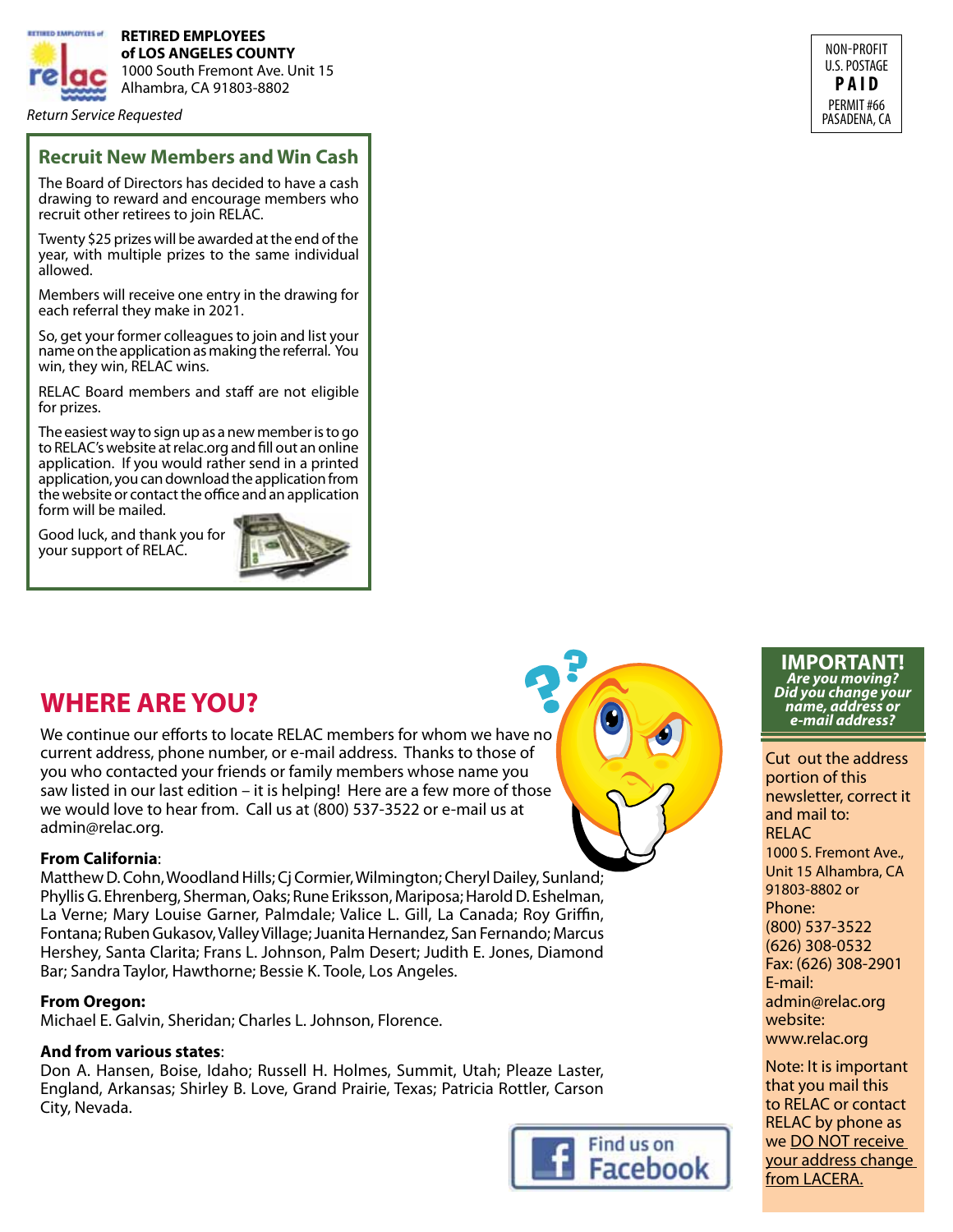**RETIRED EMPLOYEES of LOS ANGELES COUNTY**
1000 South Fremont Ave. Unit 15
Alhambra, CA 91803-8802

*Return Service Requested*

NON-PROFIT
U.S. POSTAGE
**PAID**
PERMIT #66
PASADENA, CA

## Recruit New Members and Win Cash

The Board of Directors has decided to have a cash drawing to reward and encourage members who recruit other retirees to join RELAC.

Twenty $25 prizes will be awarded at the end of the year, with multiple prizes to the same individual allowed.

Members will receive one entry in the drawing for each referral they make in 2021.

So, get your former colleagues to join and list your name on the application as making the referral. You win, they win, RELAC wins.

RELAC Board members and staff are not eligible for prizes.

The easiest way to sign up as a new member is to go to RELAC's website at relac.org and fill out an online application. If you would rather send in a printed application, you can download the application from the website or contact the office and an application form will be mailed.

Good luck, and thank you for your support of RELAC.

## WHERE ARE YOU?

We continue our efforts to locate RELAC members for whom we have no current address, phone number, or e-mail address. Thanks to those of you who contacted your friends or family members whose name you saw listed in our last edition – it is helping! Here are a few more of those we would love to hear from. Call us at (800) 537-3522 or e-mail us at admin@relac.org.

**From California**:
Matthew D. Cohn, Woodland Hills; Cj Cormier, Wilmington; Cheryl Dailey, Sunland; Phyllis G. Ehrenberg, Sherman, Oaks; Rune Eriksson, Mariposa; Harold D. Eshelman, La Verne; Mary Louise Garner, Palmdale; Valice L. Gill, La Canada; Roy Griffin, Fontana; Ruben Gukasov, Valley Village; Juanita Hernandez, San Fernando; Marcus Hershey, Santa Clarita; Frans L. Johnson, Palm Desert; Judith E. Jones, Diamond Bar; Sandra Taylor, Hawthorne; Bessie K. Toole, Los Angeles.

**From Oregon:**
Michael E. Galvin, Sheridan; Charles L. Johnson, Florence.

**And from various states**:
Don A. Hansen, Boise, Idaho; Russell H. Holmes, Summit, Utah; Pleaze Laster, England, Arkansas; Shirley B. Love, Grand Prairie, Texas; Patricia Rottler, Carson City, Nevada.

Find us on Facebook

### IMPORTANT!

***Are you moving? Did you change your name, address or e-mail address?***

Cut out the address portion of this newsletter, correct it and mail to:
RELAC
1000 S. Fremont Ave., Unit 15 Alhambra, CA 91803-8802 or
Phone:
(800) 537-3522
(626) 308-0532
Fax: (626) 308-2901
E-mail:
admin@relac.org
website:
www.relac.org

Note: It is important that you mail this to RELAC or contact RELAC by phone as we DO NOT receive your address change from LACERA.